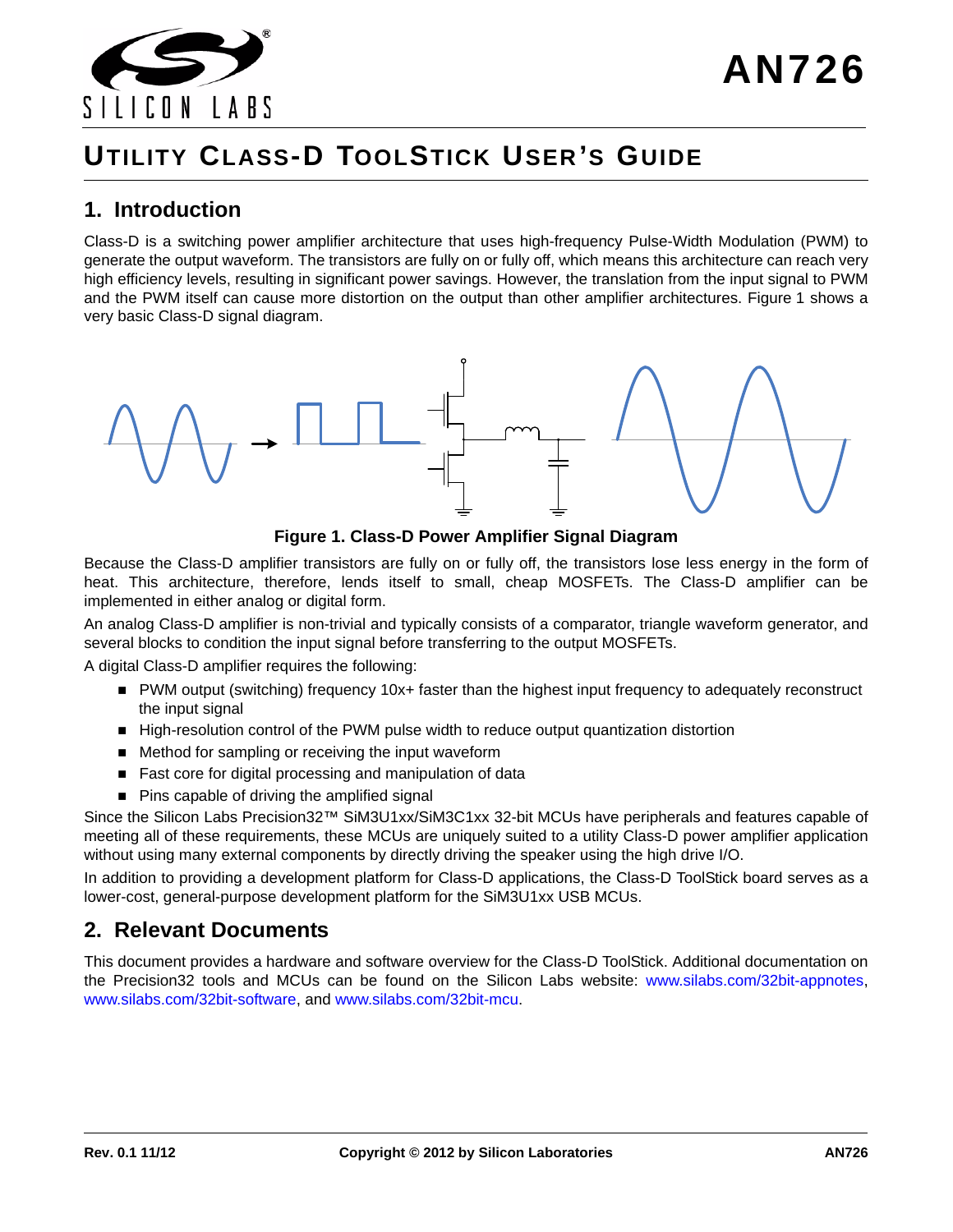# Utility Class-D ToolStick User's Guide

## 1. Introduction

Class-D is a switching power amplifier architecture that uses high-frequency Pulse-Width Modulation (PWM) to generate the output waveform. The transistors are fully on or fully off, which means this architecture can reach very high efficiency levels, resulting in significant power savings. However, the translation from the input signal to PWM and the PWM itself can cause more distortion on the output than other amplifier architectures. Figure 1 shows a very basic Class-D signal diagram.

**Figure 1. Class-D Power Amplifier Signal Diagram**

Because the Class-D amplifier transistors are fully on or fully off, the transistors lose less energy in the form of heat. This architecture, therefore, lends itself to small, cheap MOSFETs. The Class-D amplifier can be implemented in either analog or digital form.

An analog Class-D amplifier is non-trivial and typically consists of a comparator, triangle waveform generator, and several blocks to condition the input signal before transferring to the output MOSFETs.

A digital Class-D amplifier requires the following:

- PWM output (switching) frequency 10x+ faster than the highest input frequency to adequately reconstruct the input signal
- High-resolution control of the PWM pulse width to reduce output quantization distortion
- Method for sampling or receiving the input waveform
- Fast core for digital processing and manipulation of data
- Pins capable of driving the amplified signal

Since the Silicon Labs Precision32™ SiM3U1xx/SiM3C1xx 32-bit MCUs have peripherals and features capable of meeting all of these requirements, these MCUs are uniquely suited to a utility Class-D power amplifier application without using many external components by directly driving the speaker using the high drive I/O.

In addition to providing a development platform for Class-D applications, the Class-D ToolStick board serves as a lower-cost, general-purpose development platform for the SiM3U1xx USB MCUs.

## 2. Relevant Documents

This document provides a hardware and software overview for the Class-D ToolStick. Additional documentation on the Precision32 tools and MCUs can be found on the Silicon Labs website: www.silabs.com/32bit-appnotes, www.silabs.com/32bit-software, and www.silabs.com/32bit-mcu.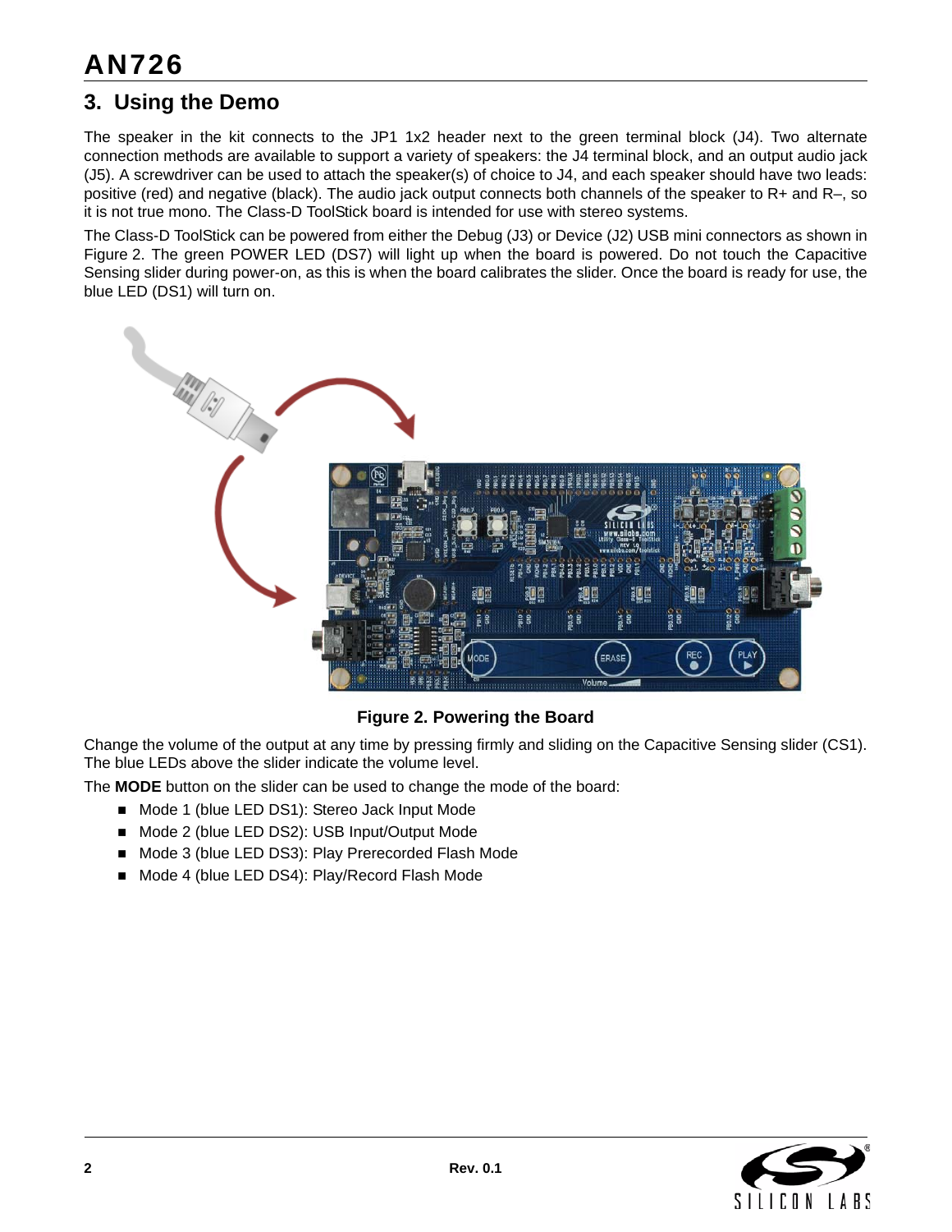## 3. Using the Demo

The speaker in the kit connects to the JP1 1x2 header next to the green terminal block (J4). Two alternate connection methods are available to support a variety of speakers: the J4 terminal block, and an output audio jack (J5). A screwdriver can be used to attach the speaker(s) of choice to J4, and each speaker should have two leads: positive (red) and negative (black). The audio jack output connects both channels of the speaker to R+ and R–, so it is not true mono. The Class-D ToolStick board is intended for use with stereo systems.

The Class-D ToolStick can be powered from either the Debug (J3) or Device (J2) USB mini connectors as shown in Figure 2. The green POWER LED (DS7) will light up when the board is powered. Do not touch the Capacitive Sensing slider during power-on, as this is when the board calibrates the slider. Once the board is ready for use, the blue LED (DS1) will turn on.

**Figure 2. Powering the Board**

Change the volume of the output at any time by pressing firmly and sliding on the Capacitive Sensing slider (CS1). The blue LEDs above the slider indicate the volume level.

The **MODE** button on the slider can be used to change the mode of the board:

- Mode 1 (blue LED DS1): Stereo Jack Input Mode
- Mode 2 (blue LED DS2): USB Input/Output Mode
- Mode 3 (blue LED DS3): Play Prerecorded Flash Mode
- Mode 4 (blue LED DS4): Play/Record Flash Mode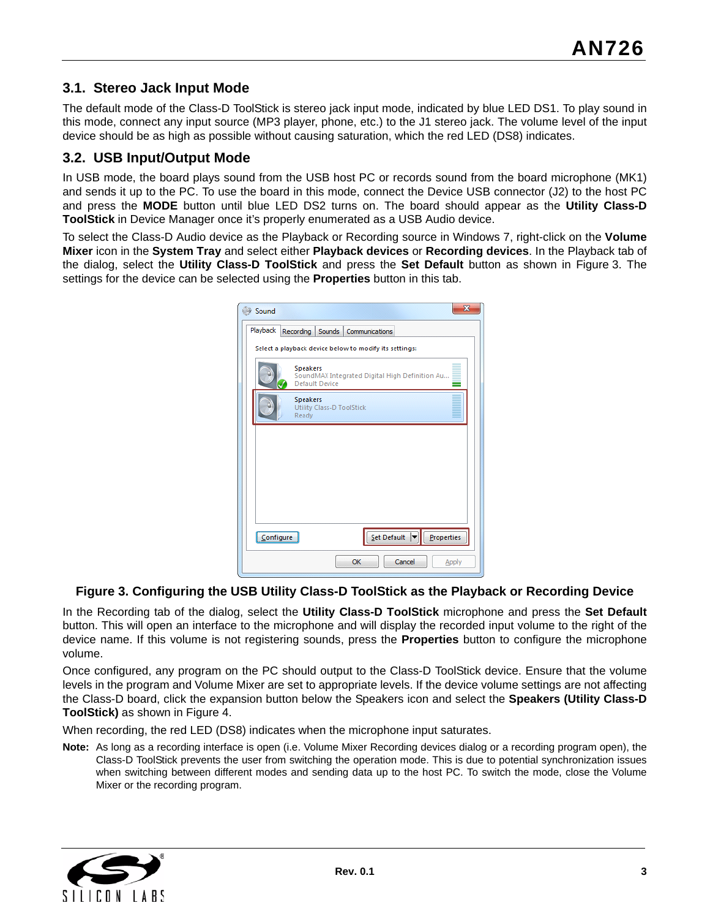## 3.1. Stereo Jack Input Mode

The default mode of the Class-D ToolStick is stereo jack input mode, indicated by blue LED DS1. To play sound in this mode, connect any input source (MP3 player, phone, etc.) to the J1 stereo jack. The volume level of the input device should be as high as possible without causing saturation, which the red LED (DS8) indicates.

## 3.2. USB Input/Output Mode

In USB mode, the board plays sound from the USB host PC or records sound from the board microphone (MK1) and sends it up to the PC. To use the board in this mode, connect the Device USB connector (J2) to the host PC and press the **MODE** button until blue LED DS2 turns on. The board should appear as the **Utility Class-D ToolStick** in Device Manager once it's properly enumerated as a USB Audio device.

To select the Class-D Audio device as the Playback or Recording source in Windows 7, right-click on the **Volume Mixer** icon in the **System Tray** and select either **Playback devices** or **Recording devices**. In the Playback tab of the dialog, select the **Utility Class-D ToolStick** and press the **Set Default** button as shown in Figure 3. The settings for the device can be selected using the **Properties** button in this tab.

**Figure 3. Configuring the USB Utility Class-D ToolStick as the Playback or Recording Device**

In the Recording tab of the dialog, select the **Utility Class-D ToolStick** microphone and press the **Set Default** button. This will open an interface to the microphone and will display the recorded input volume to the right of the device name. If this volume is not registering sounds, press the **Properties** button to configure the microphone volume.

Once configured, any program on the PC should output to the Class-D ToolStick device. Ensure that the volume levels in the program and Volume Mixer are set to appropriate levels. If the device volume settings are not affecting the Class-D board, click the expansion button below the Speakers icon and select the **Speakers (Utility Class-D ToolStick)** as shown in Figure 4.

When recording, the red LED (DS8) indicates when the microphone input saturates.

**Note:** As long as a recording interface is open (i.e. Volume Mixer Recording devices dialog or a recording program open), the Class-D ToolStick prevents the user from switching the operation mode. This is due to potential synchronization issues when switching between different modes and sending data up to the host PC. To switch the mode, close the Volume Mixer or the recording program.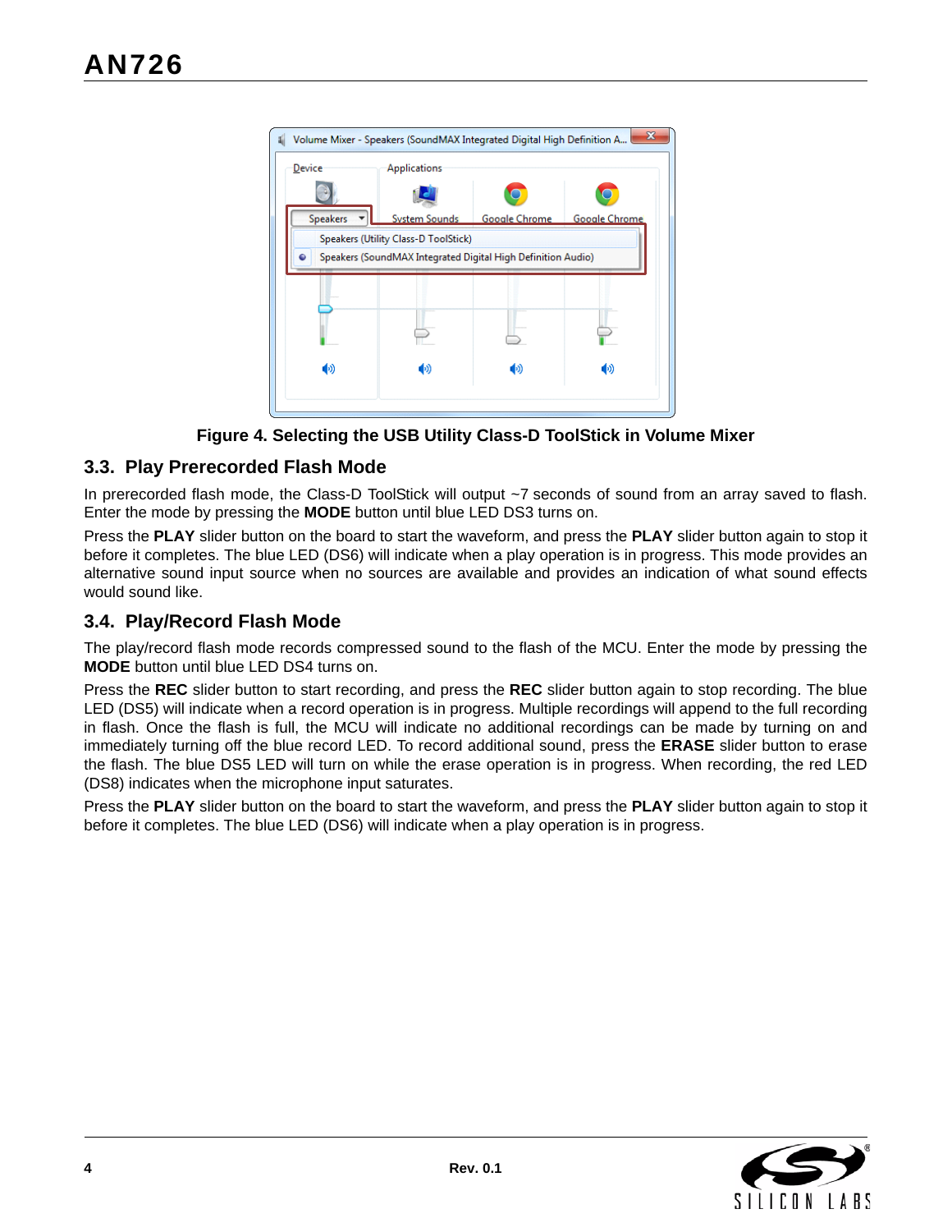Figure 4. Selecting the USB Utility Class-D ToolStick in Volume Mixer

## 3.3. Play Prerecorded Flash Mode

In prerecorded flash mode, the Class-D ToolStick will output ~7 seconds of sound from an array saved to flash. Enter the mode by pressing the **MODE** button until blue LED DS3 turns on.

Press the **PLAY** slider button on the board to start the waveform, and press the **PLAY** slider button again to stop it before it completes. The blue LED (DS6) will indicate when a play operation is in progress. This mode provides an alternative sound input source when no sources are available and provides an indication of what sound effects would sound like.

## 3.4. Play/Record Flash Mode

The play/record flash mode records compressed sound to the flash of the MCU. Enter the mode by pressing the **MODE** button until blue LED DS4 turns on.

Press the **REC** slider button to start recording, and press the **REC** slider button again to stop recording. The blue LED (DS5) will indicate when a record operation is in progress. Multiple recordings will append to the full recording in flash. Once the flash is full, the MCU will indicate no additional recordings can be made by turning on and immediately turning off the blue record LED. To record additional sound, press the **ERASE** slider button to erase the flash. The blue DS5 LED will turn on while the erase operation is in progress. When recording, the red LED (DS8) indicates when the microphone input saturates.

Press the **PLAY** slider button on the board to start the waveform, and press the **PLAY** slider button again to stop it before it completes. The blue LED (DS6) will indicate when a play operation is in progress.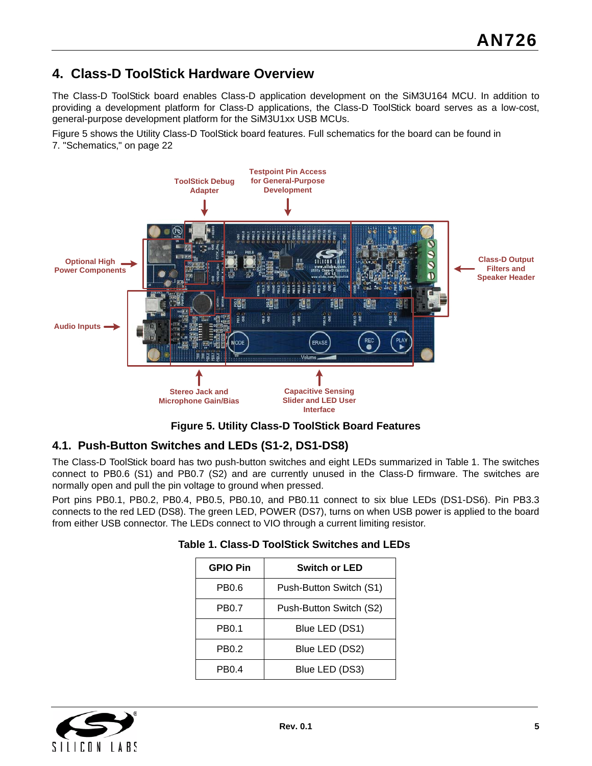## 4. Class-D ToolStick Hardware Overview

The Class-D ToolStick board enables Class-D application development on the SiM3U164 MCU. In addition to providing a development platform for Class-D applications, the Class-D ToolStick board serves as a low-cost, general-purpose development platform for the SiM3U1xx USB MCUs.

Figure 5 shows the Utility Class-D ToolStick board features. Full schematics for the board can be found in 7. "Schematics," on page 22

Figure 5. Utility Class-D ToolStick Board Features

### 4.1. Push-Button Switches and LEDs (S1-2, DS1-DS8)

The Class-D ToolStick board has two push-button switches and eight LEDs summarized in Table 1. The switches connect to PB0.6 (S1) and PB0.7 (S2) and are currently unused in the Class-D firmware. The switches are normally open and pull the pin voltage to ground when pressed.

Port pins PB0.1, PB0.2, PB0.4, PB0.5, PB0.10, and PB0.11 connect to six blue LEDs (DS1-DS6). Pin PB3.3 connects to the red LED (DS8). The green LED, POWER (DS7), turns on when USB power is applied to the board from either USB connector. The LEDs connect to VIO through a current limiting resistor.

**Table 1. Class-D ToolStick Switches and LEDs**

| GPIO Pin | Switch or LED |
|---|---|
| PB0.6 | Push-Button Switch (S1) |
| PB0.7 | Push-Button Switch (S2) |
| PB0.1 | Blue LED (DS1) |
| PB0.2 | Blue LED (DS2) |
| PB0.4 | Blue LED (DS3) |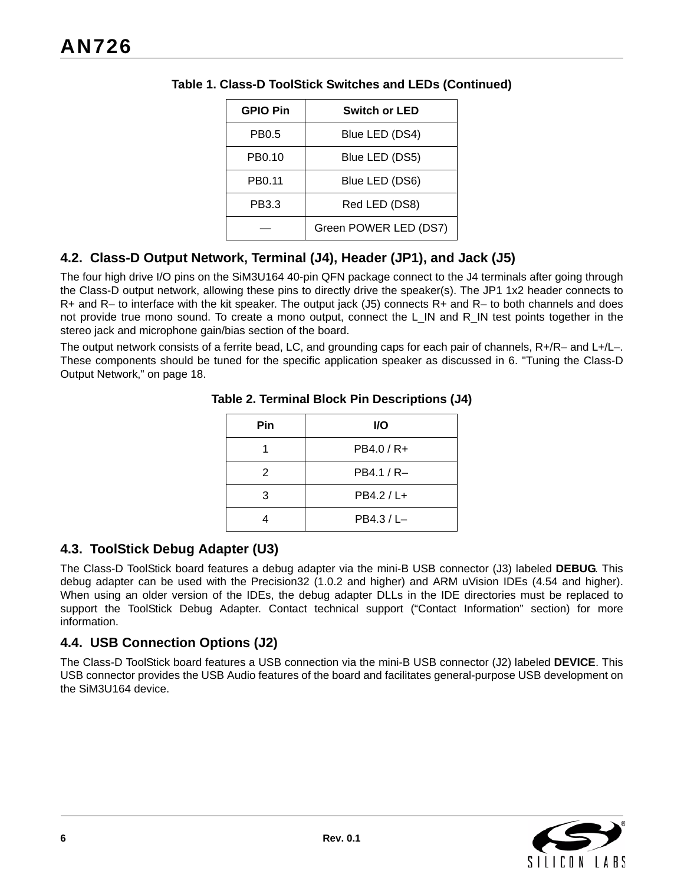**Table 1. Class-D ToolStick Switches and LEDs (Continued)**

| GPIO Pin | Switch or LED |
|---|---|
| PB0.5 | Blue LED (DS4) |
| PB0.10 | Blue LED (DS5) |
| PB0.11 | Blue LED (DS6) |
| PB3.3 | Red LED (DS8) |
| — | Green POWER LED (DS7) |

### 4.2. Class-D Output Network, Terminal (J4), Header (JP1), and Jack (J5)

The four high drive I/O pins on the SiM3U164 40-pin QFN package connect to the J4 terminals after going through the Class-D output network, allowing these pins to directly drive the speaker(s). The JP1 1x2 header connects to R+ and R– to interface with the kit speaker. The output jack (J5) connects R+ and R– to both channels and does not provide true mono sound. To create a mono output, connect the L_IN and R_IN test points together in the stereo jack and microphone gain/bias section of the board.

The output network consists of a ferrite bead, LC, and grounding caps for each pair of channels, R+/R– and L+/L–. These components should be tuned for the specific application speaker as discussed in 6. "Tuning the Class-D Output Network," on page 18.

**Table 2. Terminal Block Pin Descriptions (J4)**

| Pin | I/O |
|---|---|
| 1 | PB4.0 / R+ |
| 2 | PB4.1 / R– |
| 3 | PB4.2 / L+ |
| 4 | PB4.3 / L– |

### 4.3. ToolStick Debug Adapter (U3)

The Class-D ToolStick board features a debug adapter via the mini-B USB connector (J3) labeled **DEBUG**. This debug adapter can be used with the Precision32 (1.0.2 and higher) and ARM uVision IDEs (4.54 and higher). When using an older version of the IDEs, the debug adapter DLLs in the IDE directories must be replaced to support the ToolStick Debug Adapter. Contact technical support (“Contact Information” section) for more information.

### 4.4. USB Connection Options (J2)

The Class-D ToolStick board features a USB connection via the mini-B USB connector (J2) labeled **DEVICE**. This USB connector provides the USB Audio features of the board and facilitates general-purpose USB development on the SiM3U164 device.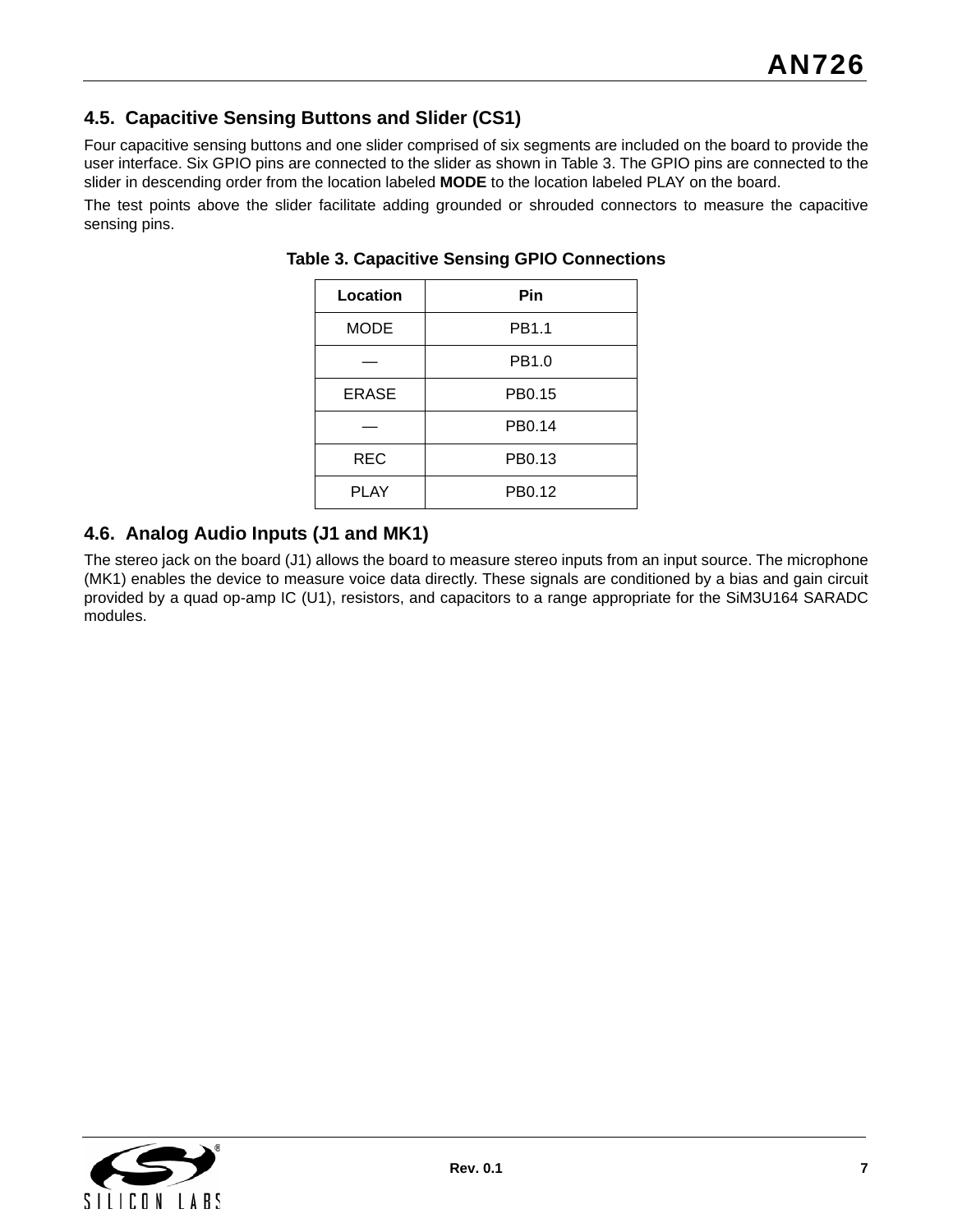## 4.5. Capacitive Sensing Buttons and Slider (CS1)

Four capacitive sensing buttons and one slider comprised of six segments are included on the board to provide the user interface. Six GPIO pins are connected to the slider as shown in Table 3. The GPIO pins are connected to the slider in descending order from the location labeled **MODE** to the location labeled PLAY on the board.

The test points above the slider facilitate adding grounded or shrouded connectors to measure the capacitive sensing pins.

**Table 3. Capacitive Sensing GPIO Connections**

| Location | Pin |
|---|---|
| MODE | PB1.1 |
| — | PB1.0 |
| ERASE | PB0.15 |
| — | PB0.14 |
| REC | PB0.13 |
| PLAY | PB0.12 |

## 4.6. Analog Audio Inputs (J1 and MK1)

The stereo jack on the board (J1) allows the board to measure stereo inputs from an input source. The microphone (MK1) enables the device to measure voice data directly. These signals are conditioned by a bias and gain circuit provided by a quad op-amp IC (U1), resistors, and capacitors to a range appropriate for the SiM3U164 SARADC modules.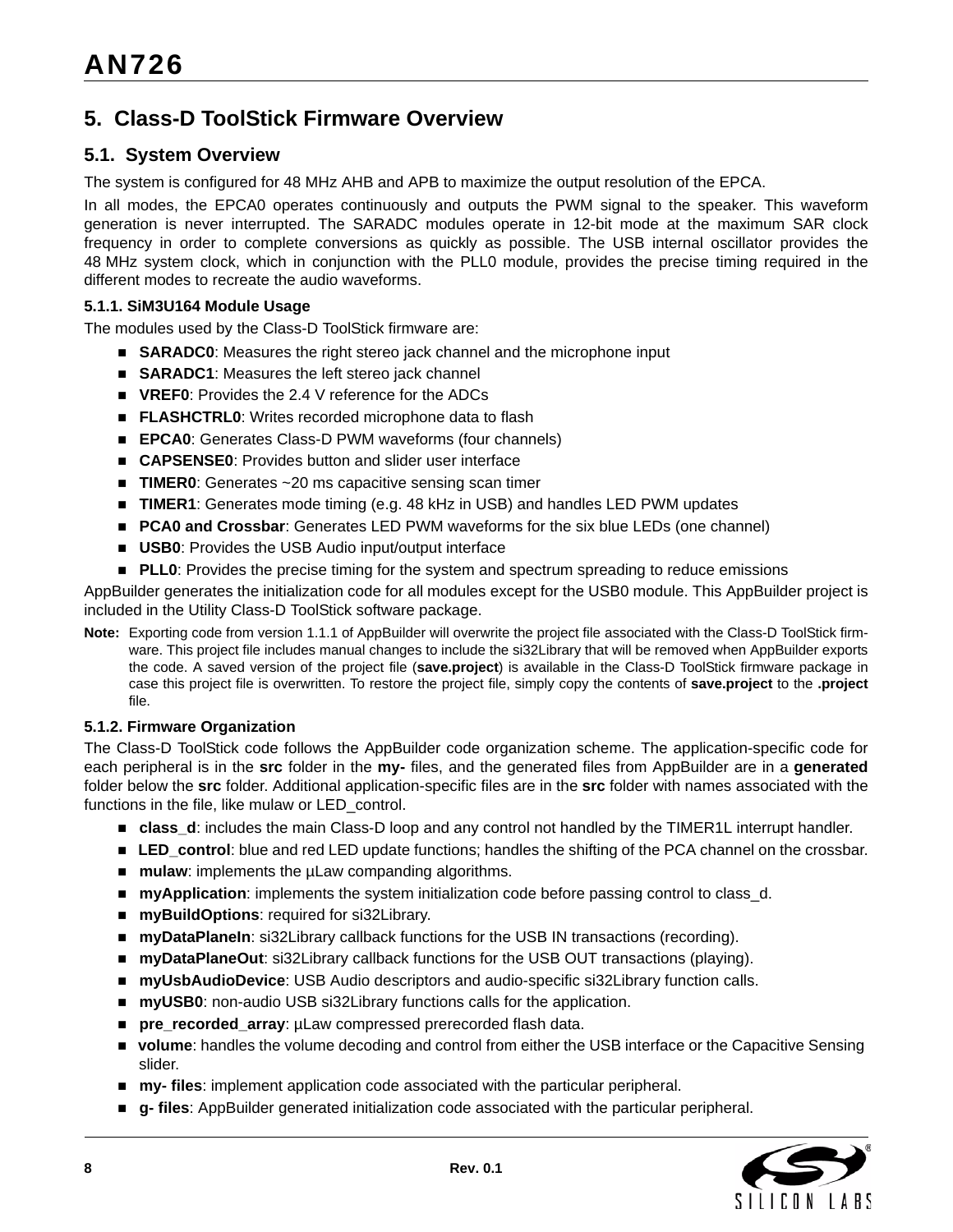## 5. Class-D ToolStick Firmware Overview

### 5.1. System Overview

The system is configured for 48 MHz AHB and APB to maximize the output resolution of the EPCA.

In all modes, the EPCA0 operates continuously and outputs the PWM signal to the speaker. This waveform generation is never interrupted. The SARADC modules operate in 12-bit mode at the maximum SAR clock frequency in order to complete conversions as quickly as possible. The USB internal oscillator provides the 48 MHz system clock, which in conjunction with the PLL0 module, provides the precise timing required in the different modes to recreate the audio waveforms.

#### 5.1.1. SiM3U164 Module Usage

The modules used by the Class-D ToolStick firmware are:

- **SARADC0**: Measures the right stereo jack channel and the microphone input
- **SARADC1**: Measures the left stereo jack channel
- **VREF0**: Provides the 2.4 V reference for the ADCs
- **FLASHCTRL0**: Writes recorded microphone data to flash
- **EPCA0**: Generates Class-D PWM waveforms (four channels)
- **CAPSENSE0**: Provides button and slider user interface
- **TIMER0**: Generates ~20 ms capacitive sensing scan timer
- **TIMER1**: Generates mode timing (e.g. 48 kHz in USB) and handles LED PWM updates
- **PCA0 and Crossbar**: Generates LED PWM waveforms for the six blue LEDs (one channel)
- **USB0**: Provides the USB Audio input/output interface
- **PLL0**: Provides the precise timing for the system and spectrum spreading to reduce emissions

AppBuilder generates the initialization code for all modules except for the USB0 module. This AppBuilder project is included in the Utility Class-D ToolStick software package.

**Note:** Exporting code from version 1.1.1 of AppBuilder will overwrite the project file associated with the Class-D ToolStick firmware. This project file includes manual changes to include the si32Library that will be removed when AppBuilder exports the code. A saved version of the project file (**save.project**) is available in the Class-D ToolStick firmware package in case this project file is overwritten. To restore the project file, simply copy the contents of **save.project** to the **.project** file.

#### 5.1.2. Firmware Organization

The Class-D ToolStick code follows the AppBuilder code organization scheme. The application-specific code for each peripheral is in the **src** folder in the **my-** files, and the generated files from AppBuilder are in a **generated** folder below the **src** folder. Additional application-specific files are in the **src** folder with names associated with the functions in the file, like mulaw or LED_control.

- **class_d**: includes the main Class-D loop and any control not handled by the TIMER1L interrupt handler.
- **LED_control**: blue and red LED update functions; handles the shifting of the PCA channel on the crossbar.
- **mulaw**: implements the µLaw companding algorithms.
- **myApplication**: implements the system initialization code before passing control to class_d.
- **myBuildOptions**: required for si32Library.
- **myDataPlaneIn**: si32Library callback functions for the USB IN transactions (recording).
- **myDataPlaneOut**: si32Library callback functions for the USB OUT transactions (playing).
- **myUsbAudioDevice**: USB Audio descriptors and audio-specific si32Library function calls.
- **myUSB0**: non-audio USB si32Library functions calls for the application.
- **pre_recorded_array**: µLaw compressed prerecorded flash data.
- **volume**: handles the volume decoding and control from either the USB interface or the Capacitive Sensing slider.
- **my- files**: implement application code associated with the particular peripheral.
- **g- files**: AppBuilder generated initialization code associated with the particular peripheral.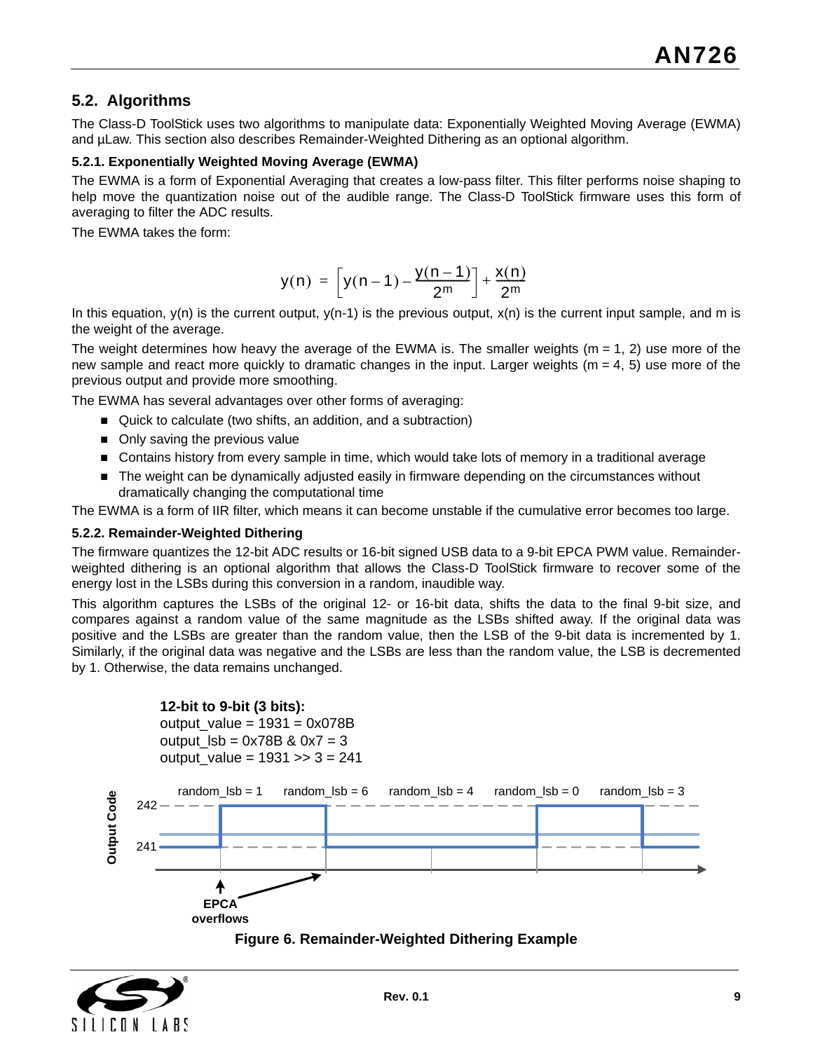## 5.2. Algorithms

The Class-D ToolStick uses two algorithms to manipulate data: Exponentially Weighted Moving Average (EWMA) and µLaw. This section also describes Remainder-Weighted Dithering as an optional algorithm.

### 5.2.1. Exponentially Weighted Moving Average (EWMA)

The EWMA is a form of Exponential Averaging that creates a low-pass filter. This filter performs noise shaping to help move the quantization noise out of the audible range. The Class-D ToolStick firmware uses this form of averaging to filter the ADC results.

The EWMA takes the form:

$$y(n) = \left[y(n-1) - \frac{y(n-1)}{2^m}\right] + \frac{x(n)}{2^m}$$

In this equation, y(n) is the current output, y(n-1) is the previous output, x(n) is the current input sample, and m is the weight of the average.

The weight determines how heavy the average of the EWMA is. The smaller weights (m = 1, 2) use more of the new sample and react more quickly to dramatic changes in the input. Larger weights (m = 4, 5) use more of the previous output and provide more smoothing.

The EWMA has several advantages over other forms of averaging:

- Quick to calculate (two shifts, an addition, and a subtraction)
- Only saving the previous value
- Contains history from every sample in time, which would take lots of memory in a traditional average
- The weight can be dynamically adjusted easily in firmware depending on the circumstances without dramatically changing the computational time

The EWMA is a form of IIR filter, which means it can become unstable if the cumulative error becomes too large.

### 5.2.2. Remainder-Weighted Dithering

The firmware quantizes the 12-bit ADC results or 16-bit signed USB data to a 9-bit EPCA PWM value. Remainder-weighted dithering is an optional algorithm that allows the Class-D ToolStick firmware to recover some of the energy lost in the LSBs during this conversion in a random, inaudible way.

This algorithm captures the LSBs of the original 12- or 16-bit data, shifts the data to the final 9-bit size, and compares against a random value of the same magnitude as the LSBs shifted away. If the original data was positive and the LSBs are greater than the random value, then the LSB of the 9-bit data is incremented by 1. Similarly, if the original data was negative and the LSBs are less than the random value, the LSB is decremented by 1. Otherwise, the data remains unchanged.

**12-bit to 9-bit (3 bits):**
output_value = 1931 = 0x078B
output_lsb = 0x78B & 0x7 = 3
output_value = 1931 >> 3 = 241

random_lsb = 1 | random_lsb = 6 | random_lsb = 4 | random_lsb = 0 | random_lsb = 3

Output Code: 242, 241

EPCA overflows

**Figure 6. Remainder-Weighted Dithering Example**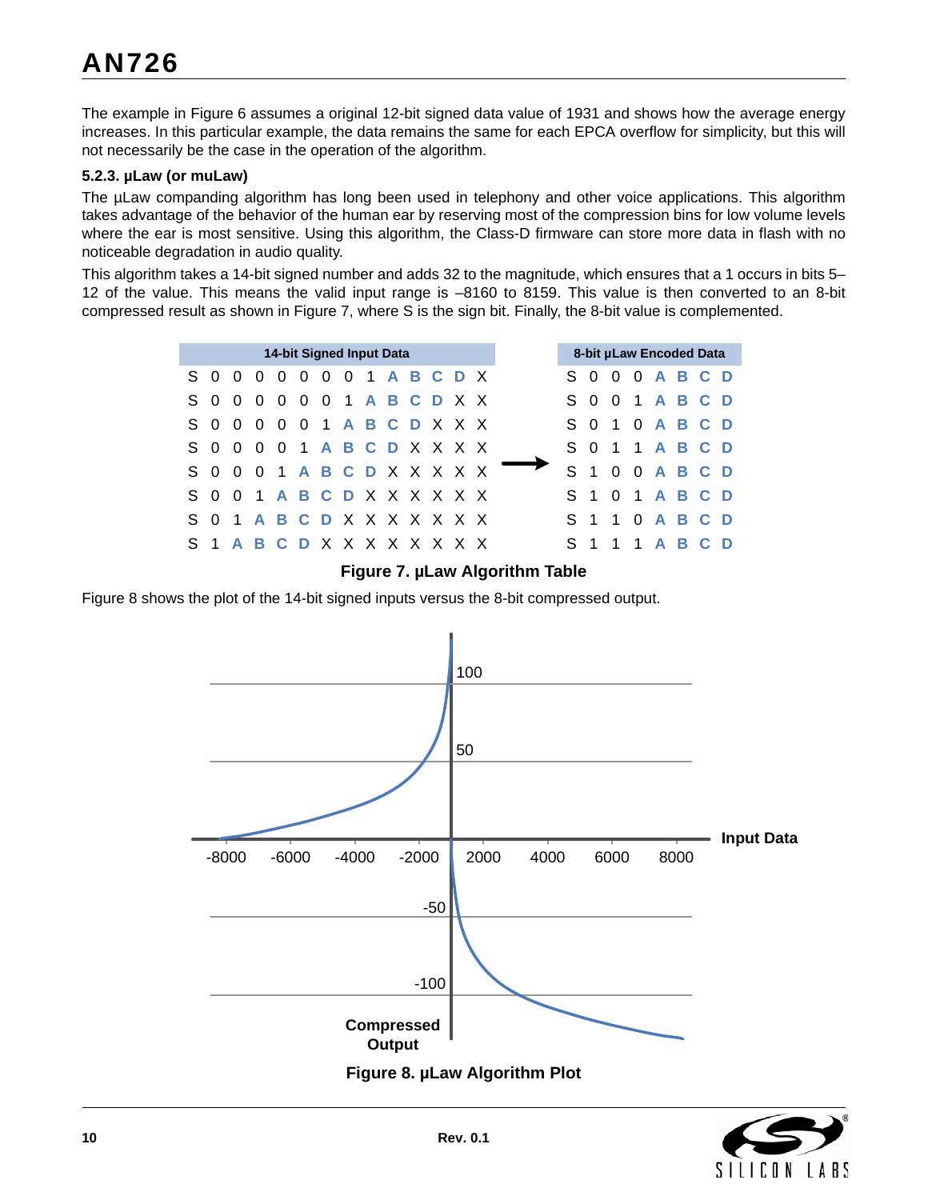The example in Figure 6 assumes a original 12-bit signed data value of 1931 and shows how the average energy increases. In this particular example, the data remains the same for each EPCA overflow for simplicity, but this will not necessarily be the case in the operation of the algorithm.

### 5.2.3. µLaw (or muLaw)

The µLaw companding algorithm has long been used in telephony and other voice applications. This algorithm takes advantage of the behavior of the human ear by reserving most of the compression bins for low volume levels where the ear is most sensitive. Using this algorithm, the Class-D firmware can store more data in flash with no noticeable degradation in audio quality.

This algorithm takes a 14-bit signed number and adds 32 to the magnitude, which ensures that a 1 occurs in bits 5–12 of the value. This means the valid input range is –8160 to 8159. This value is then converted to an 8-bit compressed result as shown in Figure 7, where S is the sign bit. Finally, the 8-bit value is complemented.

| 14-bit Signed Input Data | | 8-bit µLaw Encoded Data |
|---|---|---|
| S 0 0 0 0 0 0 0 1 A B C D X | → | S 0 0 0 A B C D |
| S 0 0 0 0 0 0 1 A B C D X X | → | S 0 0 1 A B C D |
| S 0 0 0 0 0 1 A B C D X X X | → | S 0 1 0 A B C D |
| S 0 0 0 0 1 A B C D X X X X | → | S 0 1 1 A B C D |
| S 0 0 0 1 A B C D X X X X X | → | S 1 0 0 A B C D |
| S 0 0 1 A B C D X X X X X X | → | S 1 0 1 A B C D |
| S 0 1 A B C D X X X X X X X | → | S 1 1 0 A B C D |
| S 1 A B C D X X X X X X X X | → | S 1 1 1 A B C D |

**Figure 7. µLaw Algorithm Table**

Figure 8 shows the plot of the 14-bit signed inputs versus the 8-bit compressed output.

**Figure 8. µLaw Algorithm Plot**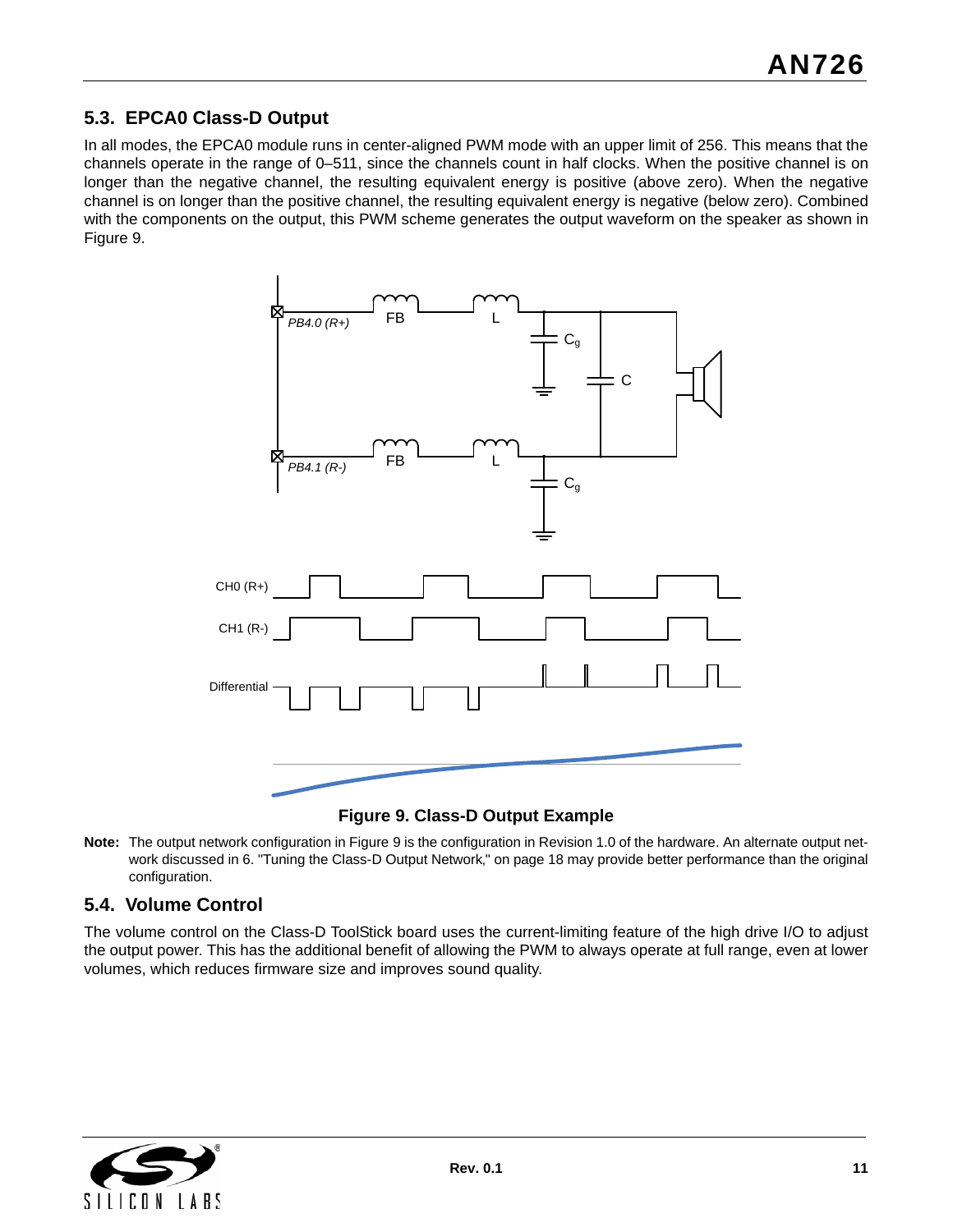## 5.3. EPCA0 Class-D Output

In all modes, the EPCA0 module runs in center-aligned PWM mode with an upper limit of 256. This means that the channels operate in the range of 0–511, since the channels count in half clocks. When the positive channel is on longer than the negative channel, the resulting equivalent energy is positive (above zero). When the negative channel is on longer than the positive channel, the resulting equivalent energy is negative (below zero). Combined with the components on the output, this PWM scheme generates the output waveform on the speaker as shown in Figure 9.

**Figure 9. Class-D Output Example**

**Note:** The output network configuration in Figure 9 is the configuration in Revision 1.0 of the hardware. An alternate output network discussed in 6. "Tuning the Class-D Output Network," on page 18 may provide better performance than the original configuration.

## 5.4. Volume Control

The volume control on the Class-D ToolStick board uses the current-limiting feature of the high drive I/O to adjust the output power. This has the additional benefit of allowing the PWM to always operate at full range, even at lower volumes, which reduces firmware size and improves sound quality.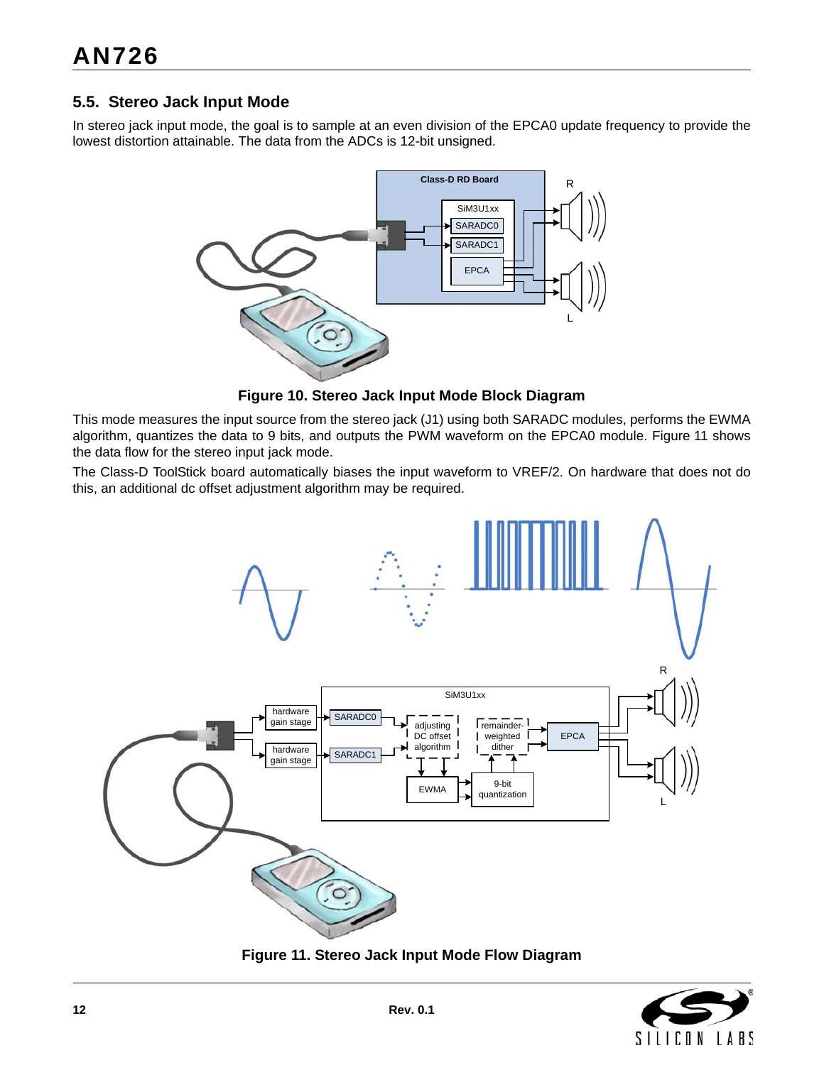## 5.5. Stereo Jack Input Mode

In stereo jack input mode, the goal is to sample at an even division of the EPCA0 update frequency to provide the lowest distortion attainable. The data from the ADCs is 12-bit unsigned.

**Figure 10. Stereo Jack Input Mode Block Diagram**

This mode measures the input source from the stereo jack (J1) using both SARADC modules, performs the EWMA algorithm, quantizes the data to 9 bits, and outputs the PWM waveform on the EPCA0 module. Figure 11 shows the data flow for the stereo input jack mode.

The Class-D ToolStick board automatically biases the input waveform to VREF/2. On hardware that does not do this, an additional dc offset adjustment algorithm may be required.

**Figure 11. Stereo Jack Input Mode Flow Diagram**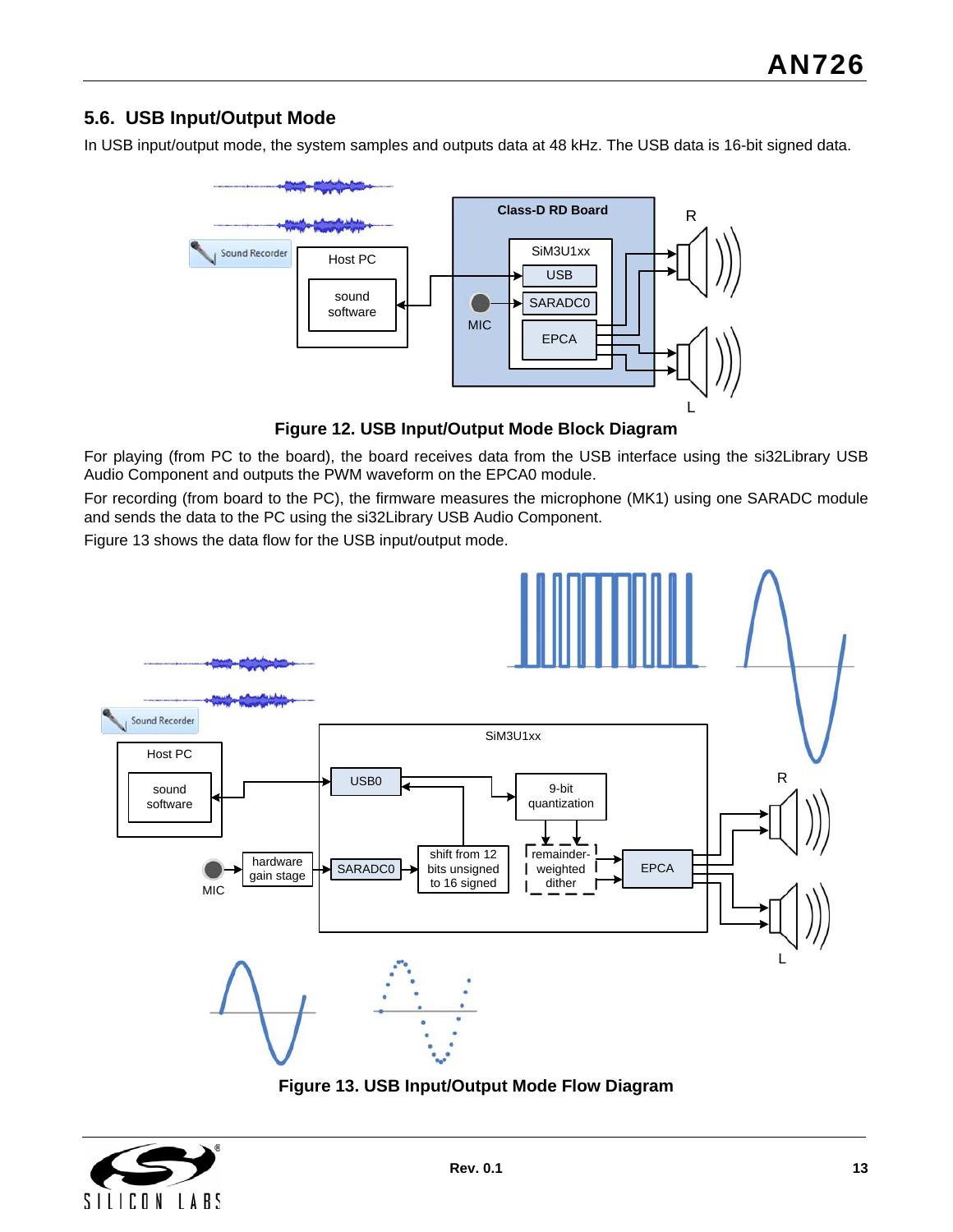## 5.6. USB Input/Output Mode

In USB input/output mode, the system samples and outputs data at 48 kHz. The USB data is 16-bit signed data.

**Figure 12. USB Input/Output Mode Block Diagram**

For playing (from PC to the board), the board receives data from the USB interface using the si32Library USB Audio Component and outputs the PWM waveform on the EPCA0 module.

For recording (from board to the PC), the firmware measures the microphone (MK1) using one SARADC module and sends the data to the PC using the si32Library USB Audio Component.

Figure 13 shows the data flow for the USB input/output mode.

**Figure 13. USB Input/Output Mode Flow Diagram**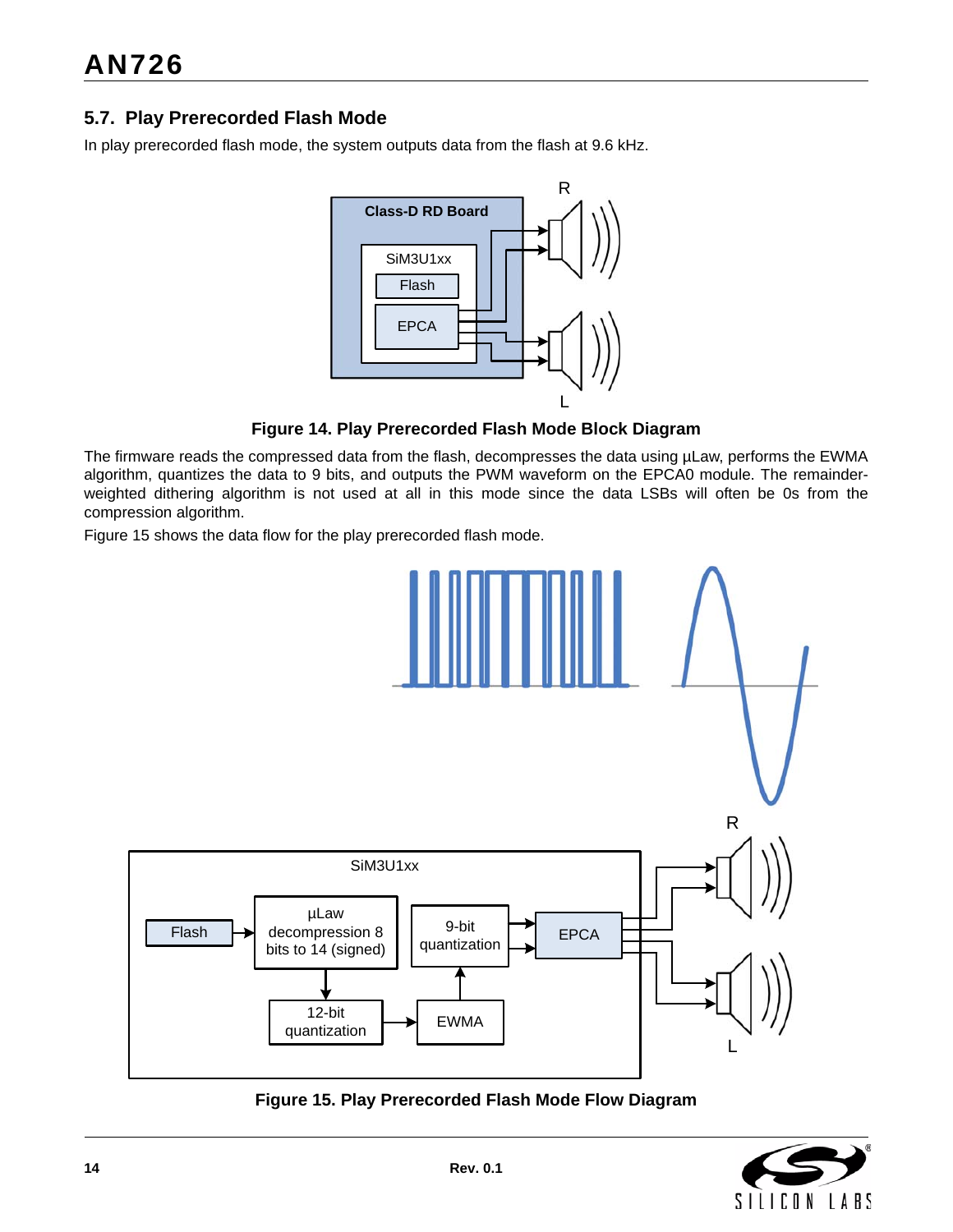## 5.7. Play Prerecorded Flash Mode

In play prerecorded flash mode, the system outputs data from the flash at 9.6 kHz.

**Figure 14. Play Prerecorded Flash Mode Block Diagram**

The firmware reads the compressed data from the flash, decompresses the data using µLaw, performs the EWMA algorithm, quantizes the data to 9 bits, and outputs the PWM waveform on the EPCA0 module. The remainder-weighted dithering algorithm is not used at all in this mode since the data LSBs will often be 0s from the compression algorithm.

Figure 15 shows the data flow for the play prerecorded flash mode.

**Figure 15. Play Prerecorded Flash Mode Flow Diagram**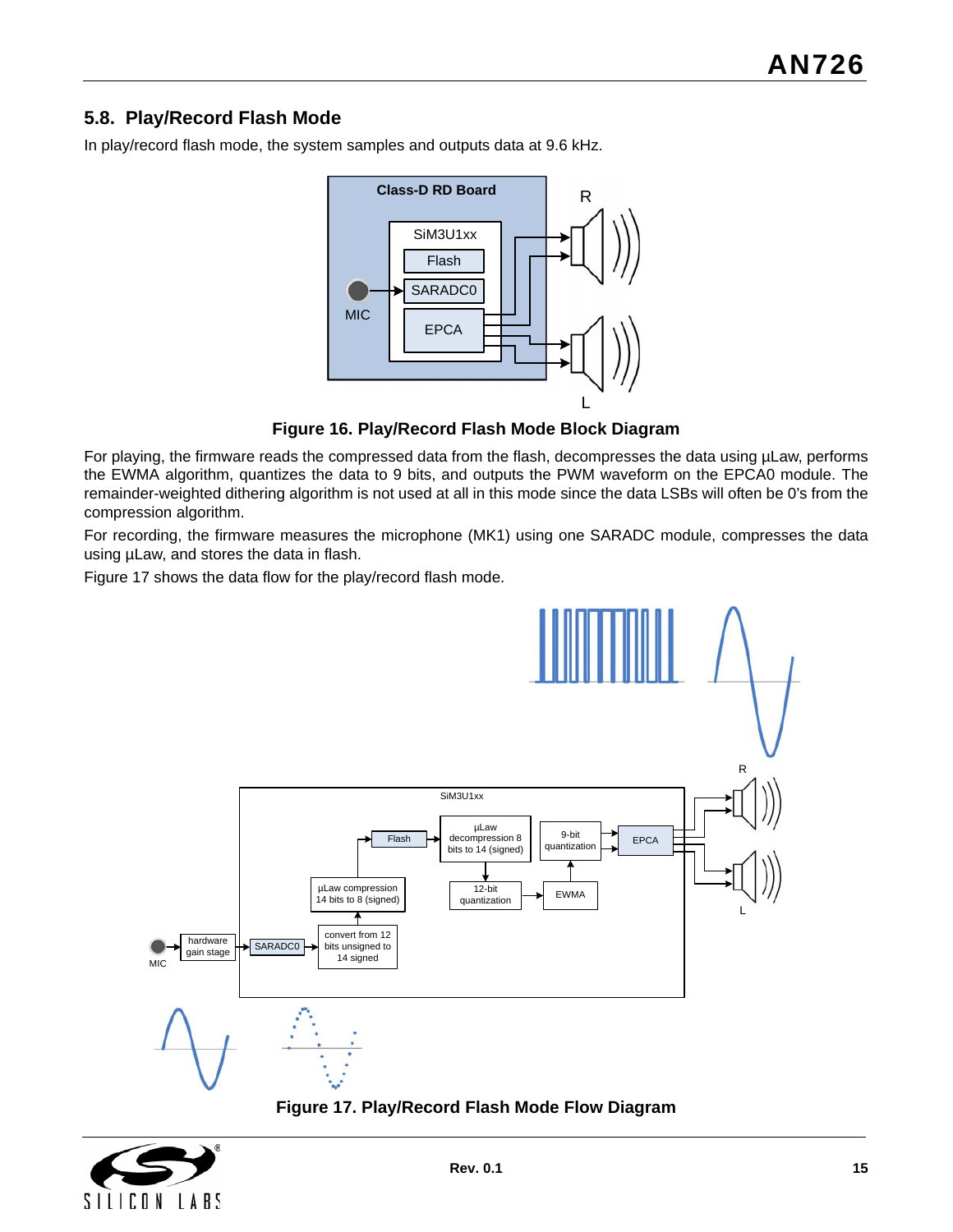## 5.8. Play/Record Flash Mode

In play/record flash mode, the system samples and outputs data at 9.6 kHz.

**Figure 16. Play/Record Flash Mode Block Diagram**

For playing, the firmware reads the compressed data from the flash, decompresses the data using µLaw, performs the EWMA algorithm, quantizes the data to 9 bits, and outputs the PWM waveform on the EPCA0 module. The remainder-weighted dithering algorithm is not used at all in this mode since the data LSBs will often be 0's from the compression algorithm.

For recording, the firmware measures the microphone (MK1) using one SARADC module, compresses the data using µLaw, and stores the data in flash.

Figure 17 shows the data flow for the play/record flash mode.

**Figure 17. Play/Record Flash Mode Flow Diagram**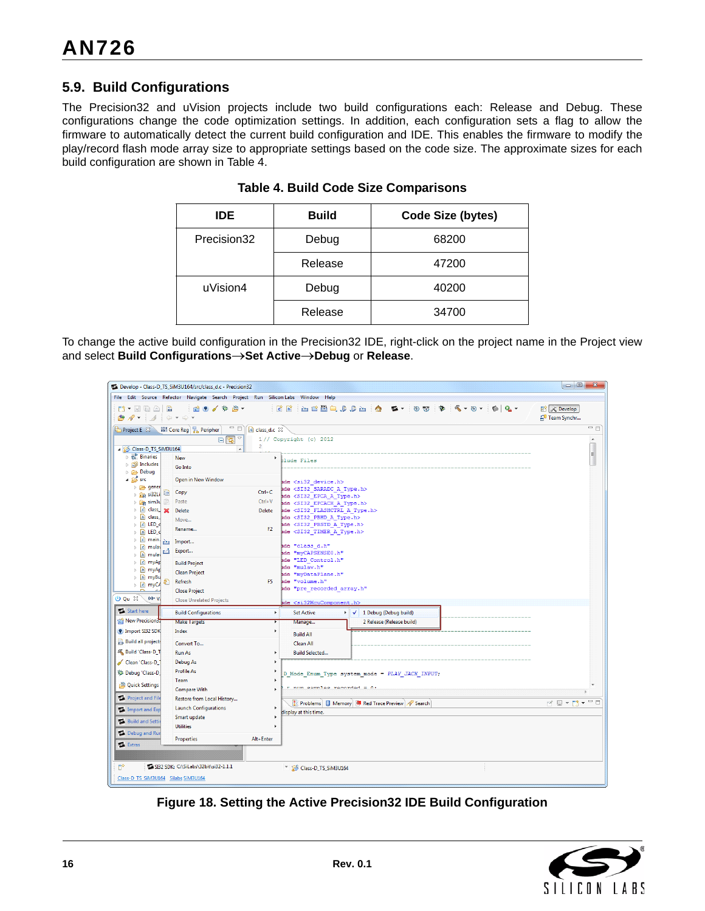## 5.9. Build Configurations

The Precision32 and uVision projects include two build configurations each: Release and Debug. These configurations change the code optimization settings. In addition, each configuration sets a flag to allow the firmware to automatically detect the current build configuration and IDE. This enables the firmware to modify the play/record flash mode array size to appropriate settings based on the code size. The approximate sizes for each build configuration are shown in Table 4.

**Table 4. Build Code Size Comparisons**

| IDE | Build | Code Size (bytes) |
|---|---|---|
| Precision32 | Debug | 68200 |
| | Release | 47200 |
| uVision4 | Debug | 40200 |
| | Release | 34700 |

To change the active build configuration in the Precision32 IDE, right-click on the project name in the Project view and select **Build Configurations→Set Active→Debug** or **Release**.

**Figure 18. Setting the Active Precision32 IDE Build Configuration**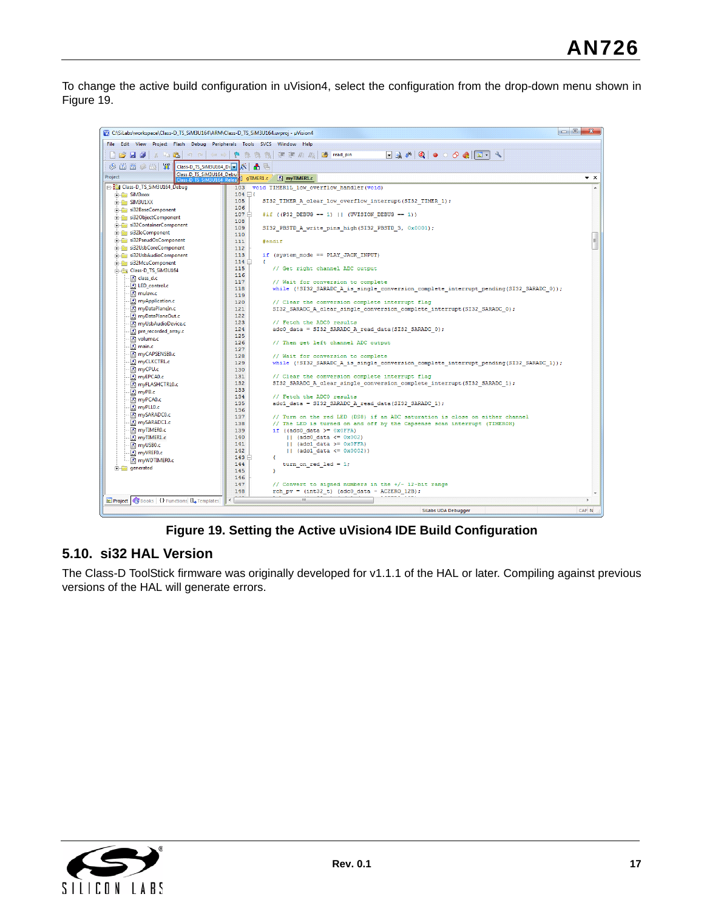To change the active build configuration in uVision4, select the configuration from the drop-down menu shown in Figure 19.

**Figure 19. Setting the Active uVision4 IDE Build Configuration**

## 5.10. si32 HAL Version

The Class-D ToolStick firmware was originally developed for v1.1.1 of the HAL or later. Compiling against previous versions of the HAL will generate errors.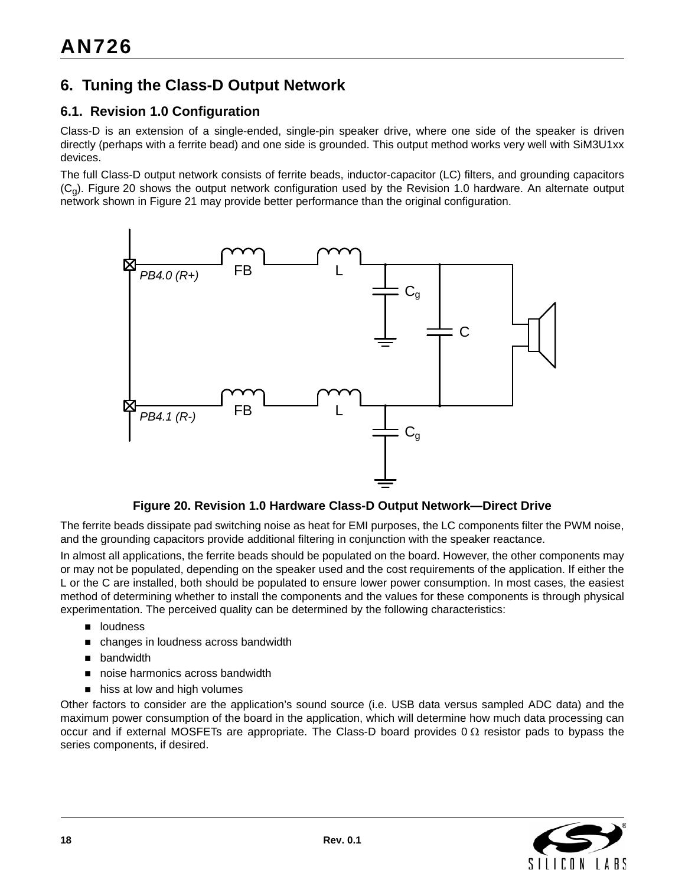## 6. Tuning the Class-D Output Network

### 6.1. Revision 1.0 Configuration

Class-D is an extension of a single-ended, single-pin speaker drive, where one side of the speaker is driven directly (perhaps with a ferrite bead) and one side is grounded. This output method works very well with SiM3U1xx devices.

The full Class-D output network consists of ferrite beads, inductor-capacitor (LC) filters, and grounding capacitors ($C_g$). Figure 20 shows the output network configuration used by the Revision 1.0 hardware. An alternate output network shown in Figure 21 may provide better performance than the original configuration.

**Figure 20. Revision 1.0 Hardware Class-D Output Network—Direct Drive**

The ferrite beads dissipate pad switching noise as heat for EMI purposes, the LC components filter the PWM noise, and the grounding capacitors provide additional filtering in conjunction with the speaker reactance.

In almost all applications, the ferrite beads should be populated on the board. However, the other components may or may not be populated, depending on the speaker used and the cost requirements of the application. If either the L or the C are installed, both should be populated to ensure lower power consumption. In most cases, the easiest method of determining whether to install the components and the values for these components is through physical experimentation. The perceived quality can be determined by the following characteristics:

- loudness
- changes in loudness across bandwidth
- bandwidth
- noise harmonics across bandwidth
- hiss at low and high volumes

Other factors to consider are the application's sound source (i.e. USB data versus sampled ADC data) and the maximum power consumption of the board in the application, which will determine how much data processing can occur and if external MOSFETs are appropriate. The Class-D board provides 0 Ω resistor pads to bypass the series components, if desired.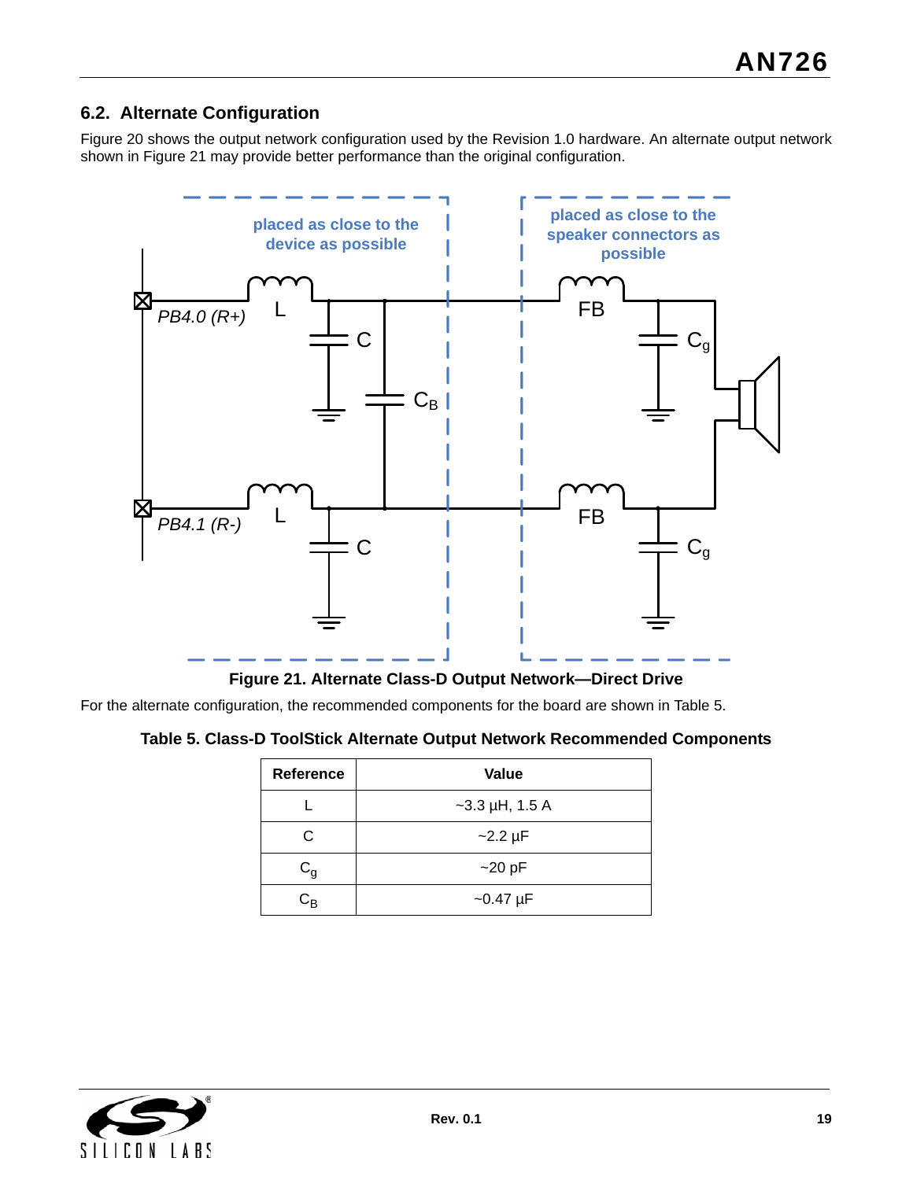### 6.2. Alternate Configuration

Figure 20 shows the output network configuration used by the Revision 1.0 hardware. An alternate output network shown in Figure 21 may provide better performance than the original configuration.

**Figure 21. Alternate Class-D Output Network—Direct Drive**

For the alternate configuration, the recommended components for the board are shown in Table 5.

**Table 5. Class-D ToolStick Alternate Output Network Recommended Components**

| Reference | Value |
|---|---|
| L | ~3.3 µH, 1.5 A |
| C | ~2.2 µF |
| $C_g$ | ~20 pF |
| $C_B$ | ~0.47 µF |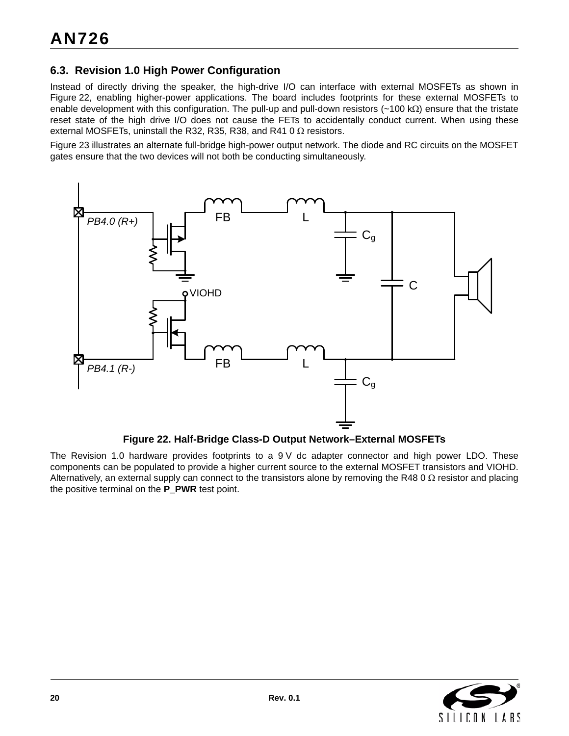### 6.3. Revision 1.0 High Power Configuration

Instead of directly driving the speaker, the high-drive I/O can interface with external MOSFETs as shown in Figure 22, enabling higher-power applications. The board includes footprints for these external MOSFETs to enable development with this configuration. The pull-up and pull-down resistors (~100 kΩ) ensure that the tristate reset state of the high drive I/O does not cause the FETs to accidentally conduct current. When using these external MOSFETs, uninstall the R32, R35, R38, and R41 0 Ω resistors.

Figure 23 illustrates an alternate full-bridge high-power output network. The diode and RC circuits on the MOSFET gates ensure that the two devices will not both be conducting simultaneously.

**Figure 22. Half-Bridge Class-D Output Network–External MOSFETs**

The Revision 1.0 hardware provides footprints to a 9 V dc adapter connector and high power LDO. These components can be populated to provide a higher current source to the external MOSFET transistors and VIOHD. Alternatively, an external supply can connect to the transistors alone by removing the R48 0 Ω resistor and placing the positive terminal on the **P_PWR** test point.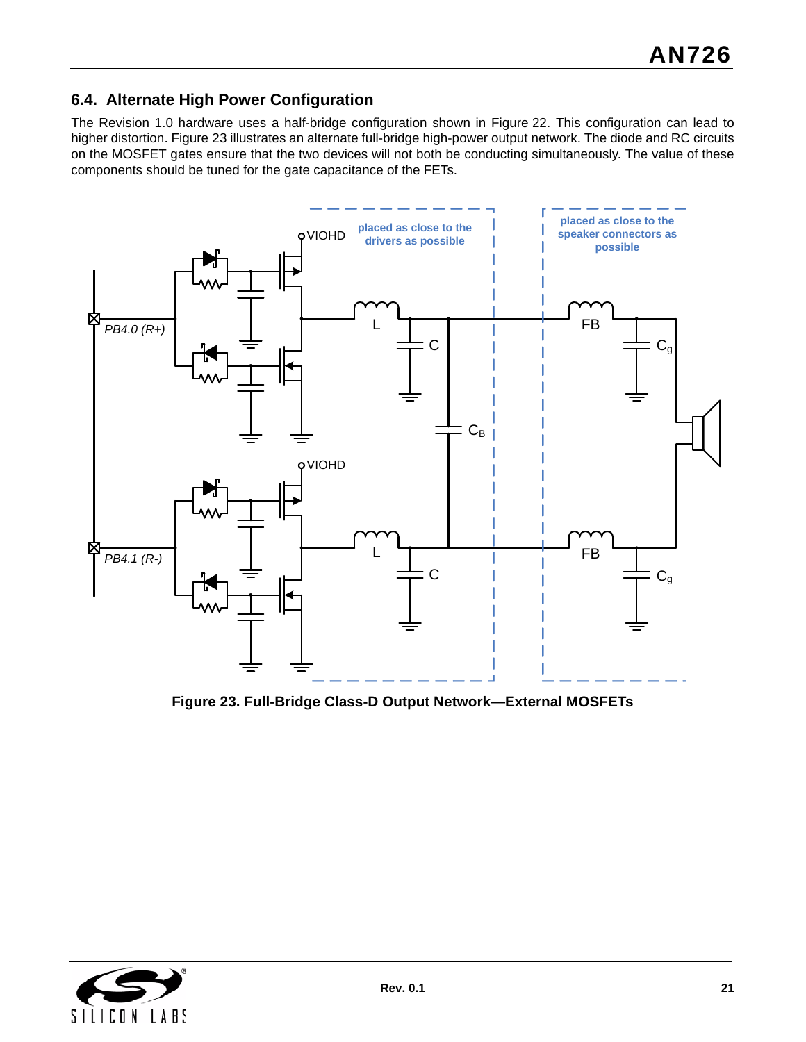## 6.4. Alternate High Power Configuration

The Revision 1.0 hardware uses a half-bridge configuration shown in Figure 22. This configuration can lead to higher distortion. Figure 23 illustrates an alternate full-bridge high-power output network. The diode and RC circuits on the MOSFET gates ensure that the two devices will not both be conducting simultaneously. The value of these components should be tuned for the gate capacitance of the FETs.

**Figure 23. Full-Bridge Class-D Output Network—External MOSFETs**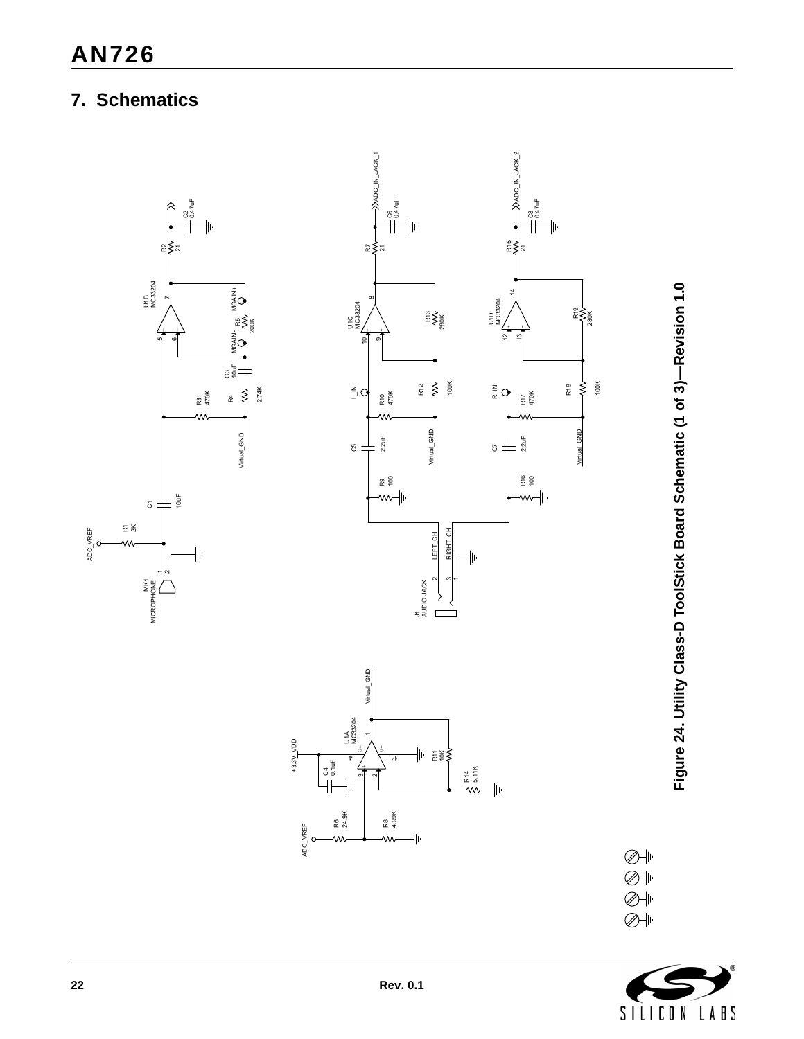## 7. Schematics

Figure 24. Utility Class-D ToolStick Board Schematic (1 of 3)—Revision 1.0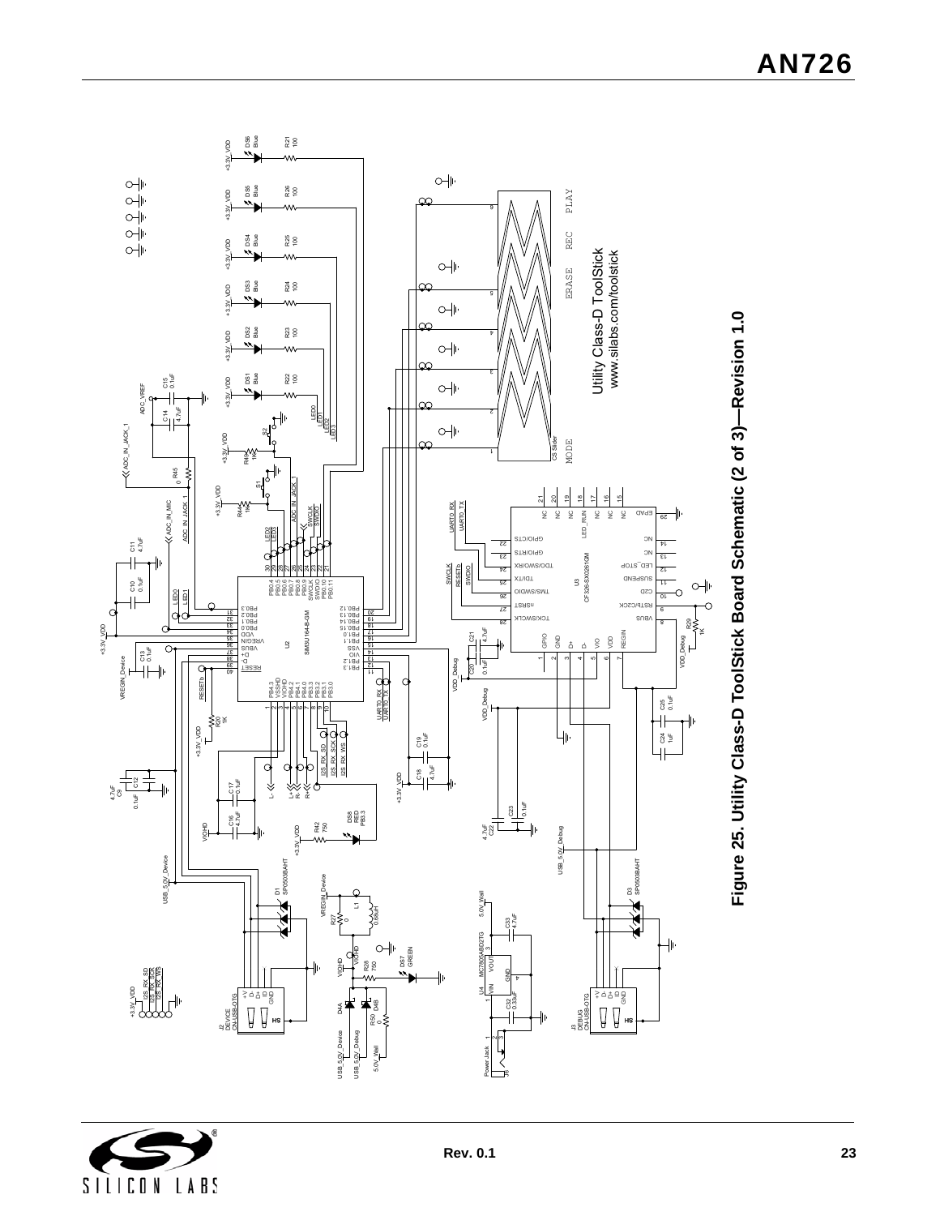Figure 25. Utility Class-D ToolStick Board Schematic (2 of 3)—Revision 1.0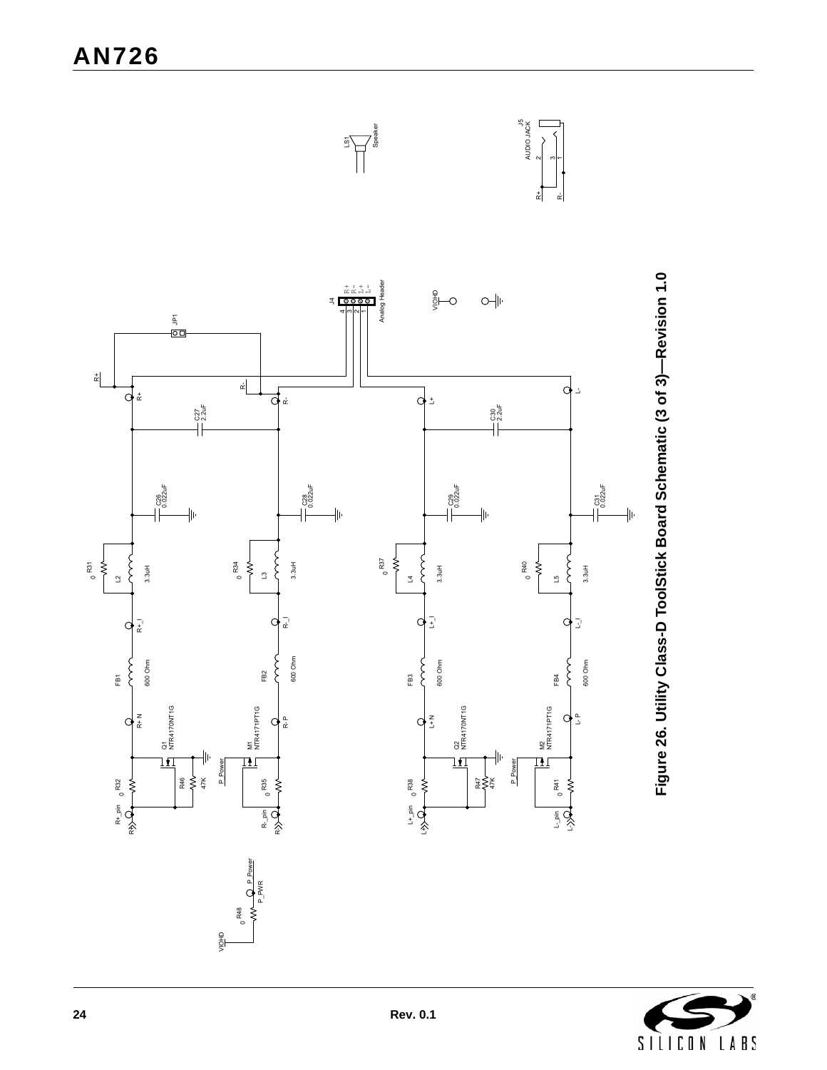Figure 26. Utility Class-D ToolStick Board Schematic (3 of 3)—Revision 1.0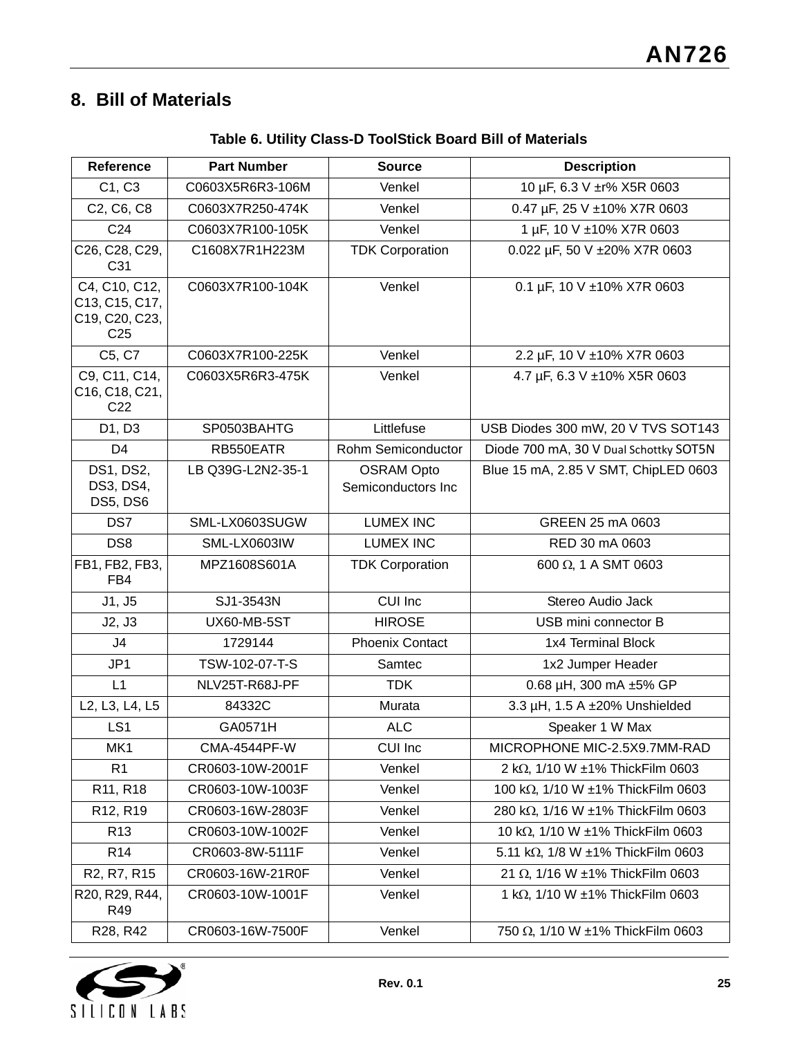## 8. Bill of Materials

**Table 6. Utility Class-D ToolStick Board Bill of Materials**

| Reference | Part Number | Source | Description |
|---|---|---|---|
| C1, C3 | C0603X5R6R3-106M | Venkel | 10 µF, 6.3 V ±r% X5R 0603 |
| C2, C6, C8 | C0603X7R250-474K | Venkel | 0.47 µF, 25 V ±10% X7R 0603 |
| C24 | C0603X7R100-105K | Venkel | 1 µF, 10 V ±10% X7R 0603 |
| C26, C28, C29, C31 | C1608X7R1H223M | TDK Corporation | 0.022 µF, 50 V ±20% X7R 0603 |
| C4, C10, C12, C13, C15, C17, C19, C20, C23, C25 | C0603X7R100-104K | Venkel | 0.1 µF, 10 V ±10% X7R 0603 |
| C5, C7 | C0603X7R100-225K | Venkel | 2.2 µF, 10 V ±10% X7R 0603 |
| C9, C11, C14, C16, C18, C21, C22 | C0603X5R6R3-475K | Venkel | 4.7 µF, 6.3 V ±10% X5R 0603 |
| D1, D3 | SP0503BAHTG | Littlefuse | USB Diodes 300 mW, 20 V TVS SOT143 |
| D4 | RB550EATR | Rohm Semiconductor | Diode 700 mA, 30 V Dual Schottky SOT5N |
| DS1, DS2, DS3, DS4, DS5, DS6 | LB Q39G-L2N2-35-1 | OSRAM Opto Semiconductors Inc | Blue 15 mA, 2.85 V SMT, ChipLED 0603 |
| DS7 | SML-LX0603SUGW | LUMEX INC | GREEN 25 mA 0603 |
| DS8 | SML-LX0603IW | LUMEX INC | RED 30 mA 0603 |
| FB1, FB2, FB3, FB4 | MPZ1608S601A | TDK Corporation | 600 Ω, 1 A SMT 0603 |
| J1, J5 | SJ1-3543N | CUI Inc | Stereo Audio Jack |
| J2, J3 | UX60-MB-5ST | HIROSE | USB mini connector B |
| J4 | 1729144 | Phoenix Contact | 1x4 Terminal Block |
| JP1 | TSW-102-07-T-S | Samtec | 1x2 Jumper Header |
| L1 | NLV25T-R68J-PF | TDK | 0.68 µH, 300 mA ±5% GP |
| L2, L3, L4, L5 | 84332C | Murata | 3.3 µH, 1.5 A ±20% Unshielded |
| LS1 | GA0571H | ALC | Speaker 1 W Max |
| MK1 | CMA-4544PF-W | CUI Inc | MICROPHONE MIC-2.5X9.7MM-RAD |
| R1 | CR0603-10W-2001F | Venkel | 2 kΩ, 1/10 W ±1% ThickFilm 0603 |
| R11, R18 | CR0603-10W-1003F | Venkel | 100 kΩ, 1/10 W ±1% ThickFilm 0603 |
| R12, R19 | CR0603-16W-2803F | Venkel | 280 kΩ, 1/16 W ±1% ThickFilm 0603 |
| R13 | CR0603-10W-1002F | Venkel | 10 kΩ, 1/10 W ±1% ThickFilm 0603 |
| R14 | CR0603-8W-5111F | Venkel | 5.11 kΩ, 1/8 W ±1% ThickFilm 0603 |
| R2, R7, R15 | CR0603-16W-21R0F | Venkel | 21 Ω, 1/16 W ±1% ThickFilm 0603 |
| R20, R29, R44, R49 | CR0603-10W-1001F | Venkel | 1 kΩ, 1/10 W ±1% ThickFilm 0603 |
| R28, R42 | CR0603-16W-7500F | Venkel | 750 Ω, 1/10 W ±1% ThickFilm 0603 |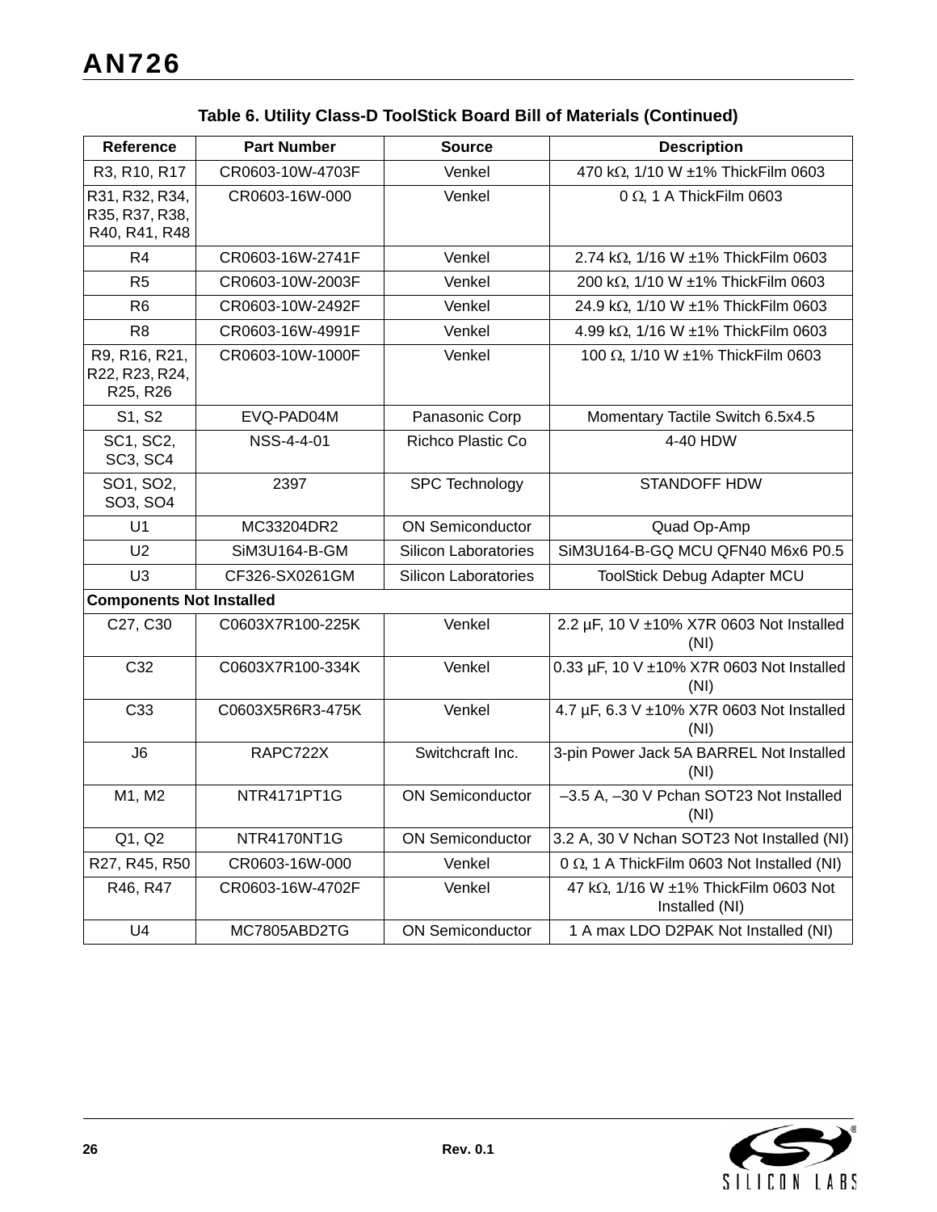**Table 6. Utility Class-D ToolStick Board Bill of Materials (Continued)**

| Reference | Part Number | Source | Description |
|---|---|---|---|
| R3, R10, R17 | CR0603-10W-4703F | Venkel | 470 kΩ, 1/10 W ±1% ThickFilm 0603 |
| R31, R32, R34, R35, R37, R38, R40, R41, R48 | CR0603-16W-000 | Venkel | 0 Ω, 1 A ThickFilm 0603 |
| R4 | CR0603-16W-2741F | Venkel | 2.74 kΩ, 1/16 W ±1% ThickFilm 0603 |
| R5 | CR0603-10W-2003F | Venkel | 200 kΩ, 1/10 W ±1% ThickFilm 0603 |
| R6 | CR0603-10W-2492F | Venkel | 24.9 kΩ, 1/10 W ±1% ThickFilm 0603 |
| R8 | CR0603-16W-4991F | Venkel | 4.99 kΩ, 1/16 W ±1% ThickFilm 0603 |
| R9, R16, R21, R22, R23, R24, R25, R26 | CR0603-10W-1000F | Venkel | 100 Ω, 1/10 W ±1% ThickFilm 0603 |
| S1, S2 | EVQ-PAD04M | Panasonic Corp | Momentary Tactile Switch 6.5x4.5 |
| SC1, SC2, SC3, SC4 | NSS-4-4-01 | Richco Plastic Co | 4-40 HDW |
| SO1, SO2, SO3, SO4 | 2397 | SPC Technology | STANDOFF HDW |
| U1 | MC33204DR2 | ON Semiconductor | Quad Op-Amp |
| U2 | SiM3U164-B-GM | Silicon Laboratories | SiM3U164-B-GQ MCU QFN40 M6x6 P0.5 |
| U3 | CF326-SX0261GM | Silicon Laboratories | ToolStick Debug Adapter MCU |
| **Components Not Installed** | | | |
| C27, C30 | C0603X7R100-225K | Venkel | 2.2 µF, 10 V ±10% X7R 0603 Not Installed (NI) |
| C32 | C0603X7R100-334K | Venkel | 0.33 µF, 10 V ±10% X7R 0603 Not Installed (NI) |
| C33 | C0603X5R6R3-475K | Venkel | 4.7 µF, 6.3 V ±10% X7R 0603 Not Installed (NI) |
| J6 | RAPC722X | Switchcraft Inc. | 3-pin Power Jack 5A BARREL Not Installed (NI) |
| M1, M2 | NTR4171PT1G | ON Semiconductor | –3.5 A, –30 V Pchan SOT23 Not Installed (NI) |
| Q1, Q2 | NTR4170NT1G | ON Semiconductor | 3.2 A, 30 V Nchan SOT23 Not Installed (NI) |
| R27, R45, R50 | CR0603-16W-000 | Venkel | 0 Ω, 1 A ThickFilm 0603 Not Installed (NI) |
| R46, R47 | CR0603-16W-4702F | Venkel | 47 kΩ, 1/16 W ±1% ThickFilm 0603 Not Installed (NI) |
| U4 | MC7805ABD2TG | ON Semiconductor | 1 A max LDO D2PAK Not Installed (NI) |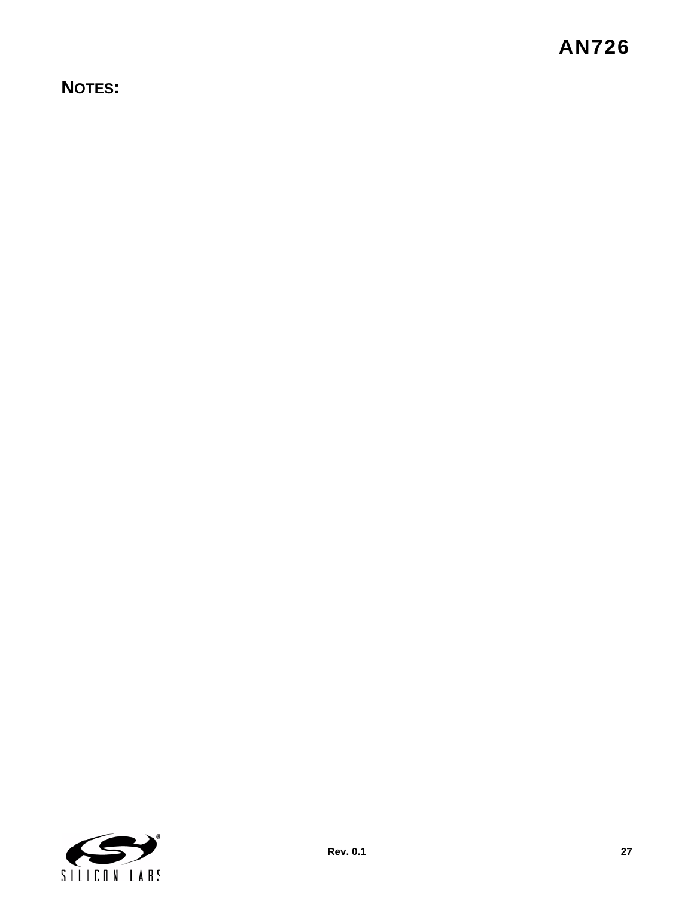## NOTES: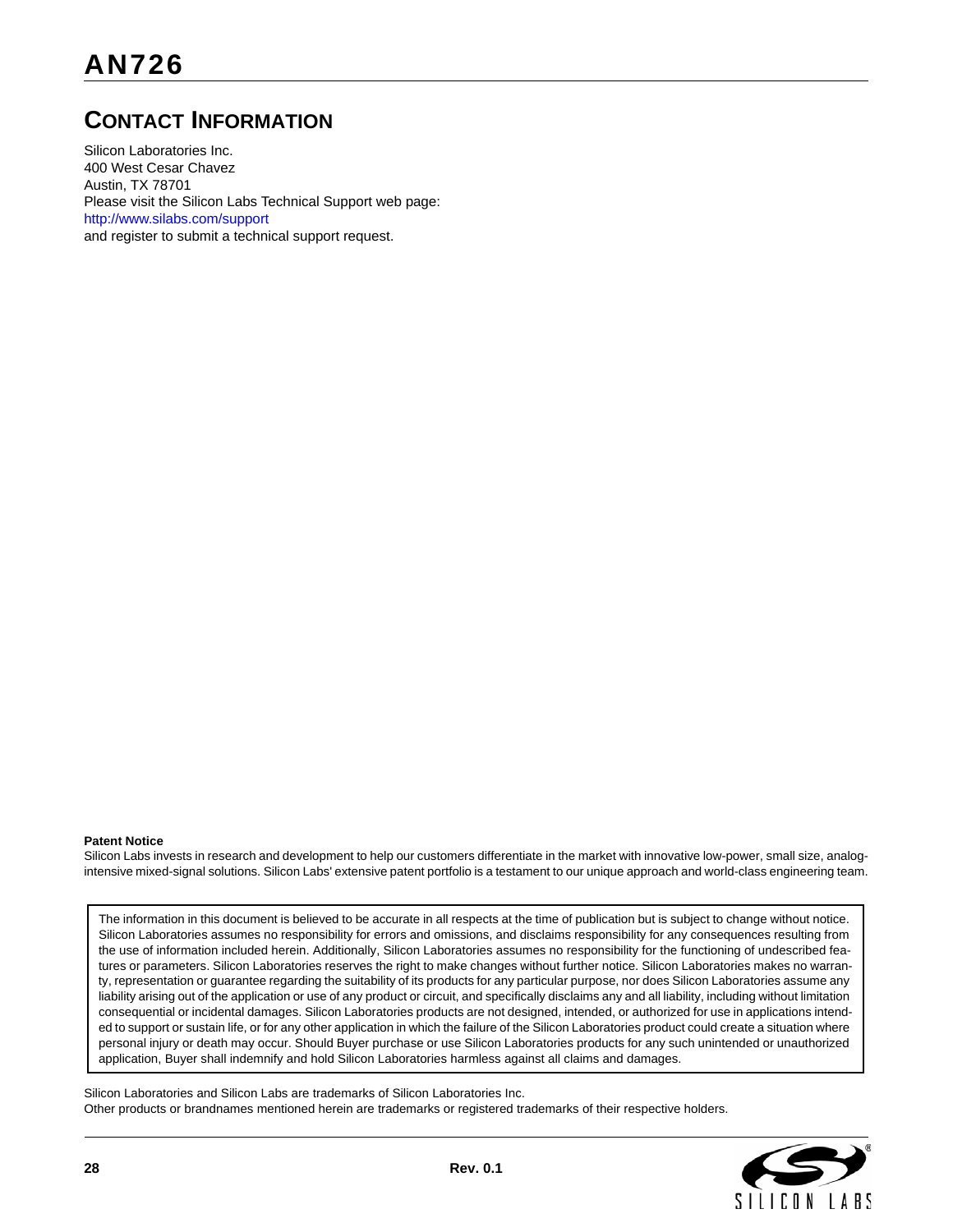## CONTACT INFORMATION

Silicon Laboratories Inc.
400 West Cesar Chavez
Austin, TX 78701
Please visit the Silicon Labs Technical Support web page:
http://www.silabs.com/support
and register to submit a technical support request.

**Patent Notice**

Silicon Labs invests in research and development to help our customers differentiate in the market with innovative low-power, small size, analog-intensive mixed-signal solutions. Silicon Labs' extensive patent portfolio is a testament to our unique approach and world-class engineering team.

The information in this document is believed to be accurate in all respects at the time of publication but is subject to change without notice. Silicon Laboratories assumes no responsibility for errors and omissions, and disclaims responsibility for any consequences resulting from the use of information included herein. Additionally, Silicon Laboratories assumes no responsibility for the functioning of undescribed features or parameters. Silicon Laboratories reserves the right to make changes without further notice. Silicon Laboratories makes no warranty, representation or guarantee regarding the suitability of its products for any particular purpose, nor does Silicon Laboratories assume any liability arising out of the application or use of any product or circuit, and specifically disclaims any and all liability, including without limitation consequential or incidental damages. Silicon Laboratories products are not designed, intended, or authorized for use in applications intended to support or sustain life, or for any other application in which the failure of the Silicon Laboratories product could create a situation where personal injury or death may occur. Should Buyer purchase or use Silicon Laboratories products for any such unintended or unauthorized application, Buyer shall indemnify and hold Silicon Laboratories harmless against all claims and damages.

Silicon Laboratories and Silicon Labs are trademarks of Silicon Laboratories Inc.
Other products or brandnames mentioned herein are trademarks or registered trademarks of their respective holders.